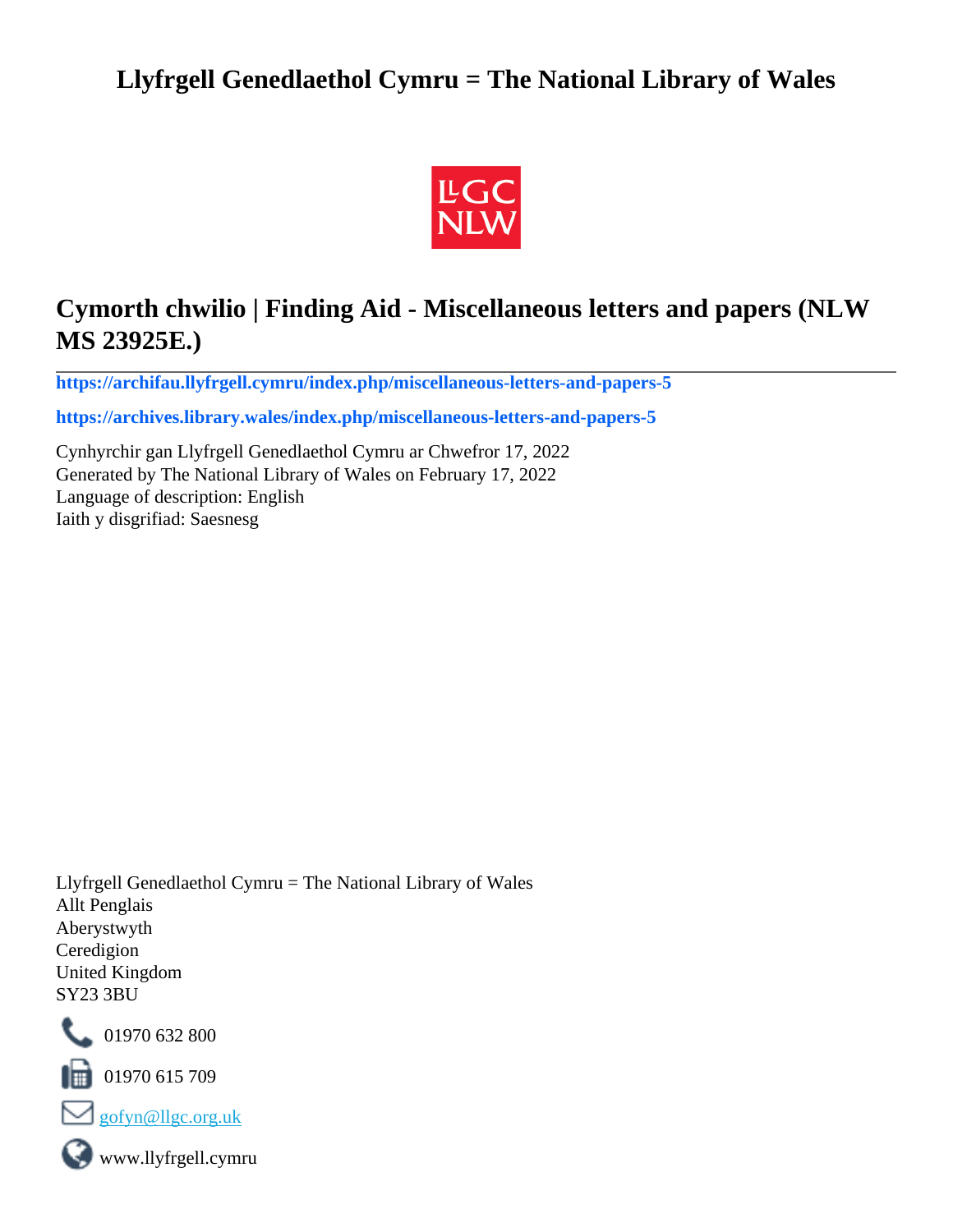# Llyfrgell Genedlaethol Cymru = The National Library of Wales

## Cymorth chwilio | Finding Aid - Miscellaneous letters and papers (NLW MS 23925E.)

**https://archifau.llyfrgell.cymru/index.php/miscellaneous-letters-and-papers-5**

**https://archives.library.wales/index.php/miscellaneous-letters-and-papers-5**

Cynhyrchir gan Llyfrgell Genedlaethol Cymru ar Chwefror 17, 2022
Generated by The National Library of Wales on February 17, 2022
Language of description: English
Iaith y disgrifiad: Saesnesg

Llyfrgell Genedlaethol Cymru = The National Library of Wales
Allt Penglais
Aberystwyth
Ceredigion
United Kingdom
SY23 3BU

01970 632 800

01970 615 709

gofyn@llgc.org.uk

www.llyfrgell.cymru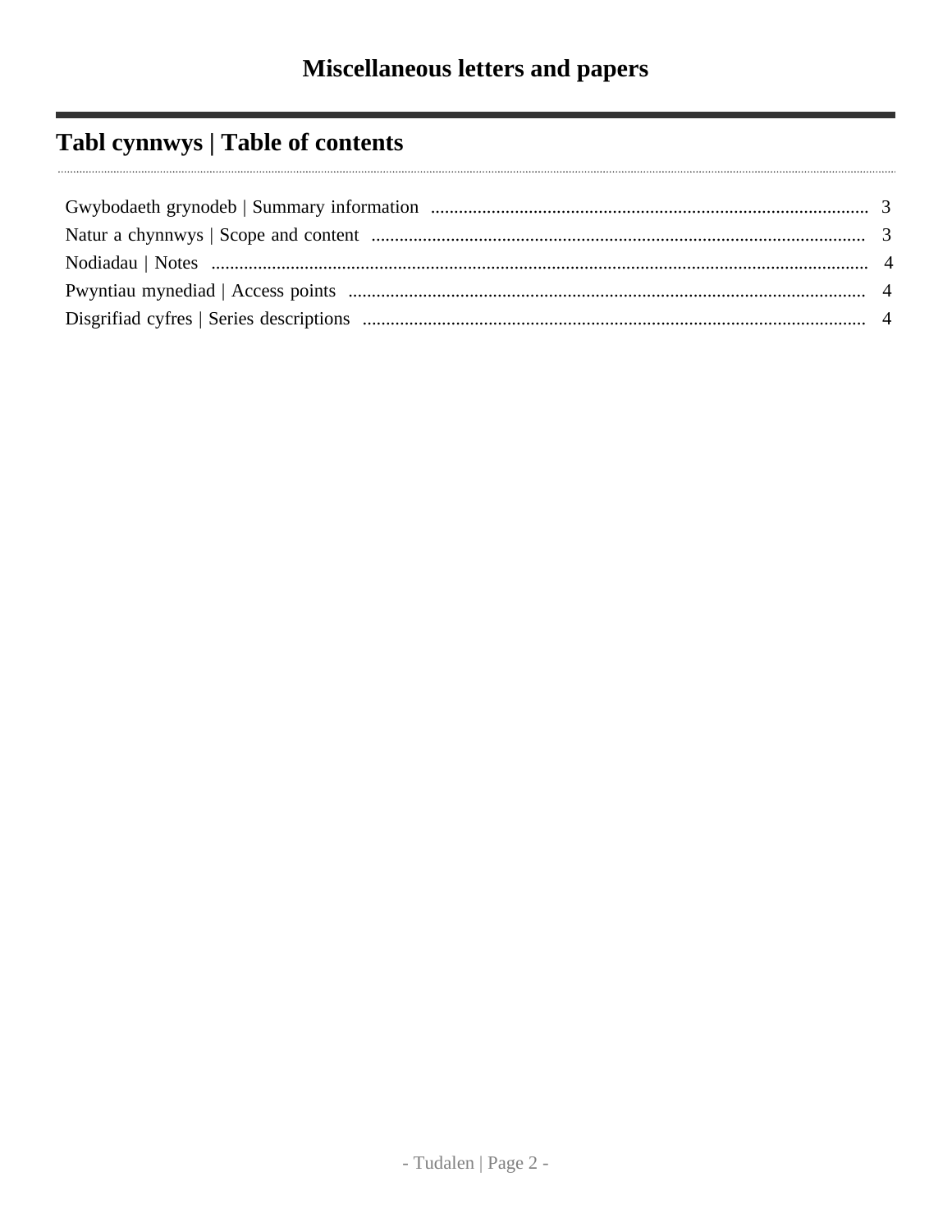# Miscellaneous letters and papers

## Tabl cynnwys | Table of contents

Gwybodaeth grynodeb | Summary information .......... 3
Natur a chynnwys | Scope and content .......... 3
Nodiadau | Notes .......... 4
Pwyntiau mynediad | Access points .......... 4
Disgrifiad cyfres | Series descriptions .......... 4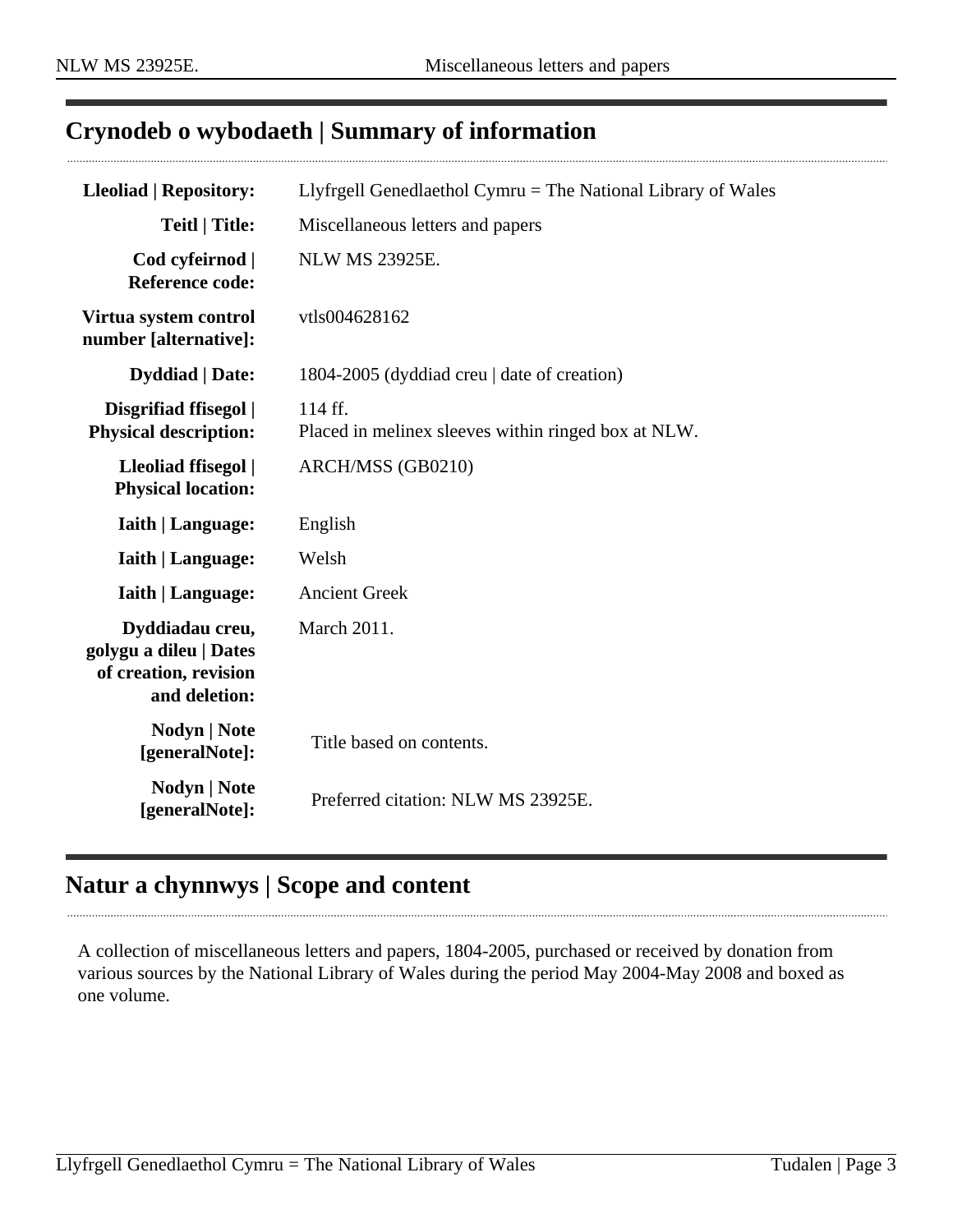## Crynodeb o wybodaeth | Summary of information

| | |
|---|---|
| **Lleoliad \| Repository:** | Llyfrgell Genedlaethol Cymru = The National Library of Wales |
| **Teitl \| Title:** | Miscellaneous letters and papers |
| **Cod cyfeirnod \| Reference code:** | NLW MS 23925E. |
| **Virtua system control number [alternative]:** | vtls004628162 |
| **Dyddiad \| Date:** | 1804-2005 (dyddiad creu \| date of creation) |
| **Disgrifiad ffisegol \| Physical description:** | 114 ff.<br>Placed in melinex sleeves within ringed box at NLW. |
| **Lleoliad ffisegol \| Physical location:** | ARCH/MSS (GB0210) |
| **Iaith \| Language:** | English |
| **Iaith \| Language:** | Welsh |
| **Iaith \| Language:** | Ancient Greek |
| **Dyddiadau creu, golygu a dileu \| Dates of creation, revision and deletion:** | March 2011. |
| **Nodyn \| Note [generalNote]:** | Title based on contents. |
| **Nodyn \| Note [generalNote]:** | Preferred citation: NLW MS 23925E. |

## Natur a chynnwys | Scope and content

A collection of miscellaneous letters and papers, 1804-2005, purchased or received by donation from various sources by the National Library of Wales during the period May 2004-May 2008 and boxed as one volume.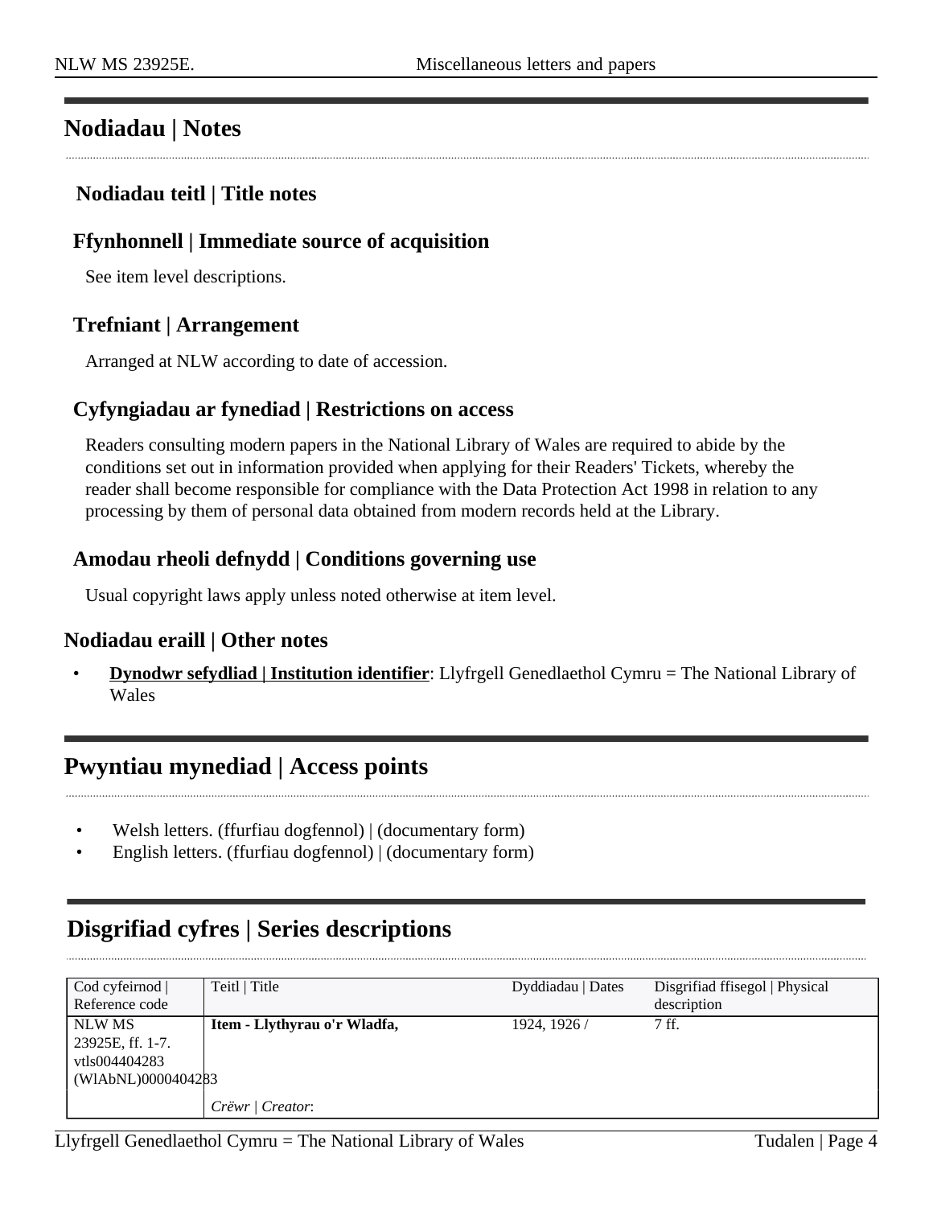## Nodiadau | Notes

### Nodiadau teitl | Title notes

### Ffynhonnell | Immediate source of acquisition

See item level descriptions.

### Trefniant | Arrangement

Arranged at NLW according to date of accession.

### Cyfyngiadau ar fynediad | Restrictions on access

Readers consulting modern papers in the National Library of Wales are required to abide by the conditions set out in information provided when applying for their Readers' Tickets, whereby the reader shall become responsible for compliance with the Data Protection Act 1998 in relation to any processing by them of personal data obtained from modern records held at the Library.

### Amodau rheoli defnydd | Conditions governing use

Usual copyright laws apply unless noted otherwise at item level.

### Nodiadau eraill | Other notes

- **Dynodwr sefydliad | Institution identifier**: Llyfrgell Genedlaethol Cymru = The National Library of Wales

## Pwyntiau mynediad | Access points

- Welsh letters. (ffurfiau dogfennol) | (documentary form)
- English letters. (ffurfiau dogfennol) | (documentary form)

## Disgrifiad cyfres | Series descriptions

| Cod cyfeirnod \| Reference code | Teitl \| Title | Dyddiadau \| Dates | Disgrifiad ffisegol \| Physical description |
|---|---|---|---|
| NLW MS 23925E, ff. 1-7. vtls004404283 (WlAbNL)0000404283 | **Item - Llythyrau o'r Wladfa,** | 1924, 1926 / | 7 ff. |
| | *Crëwr \| Creator*: | | |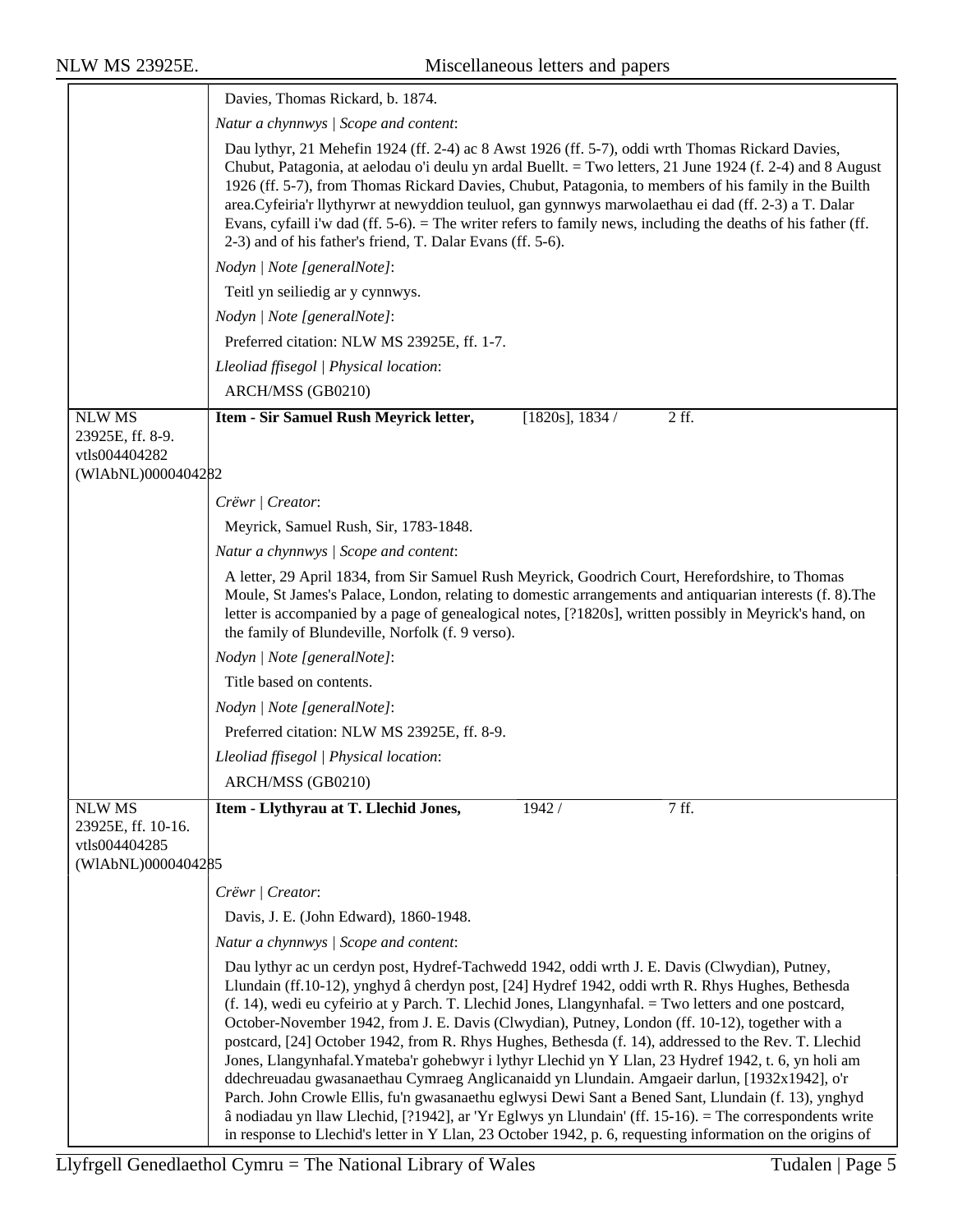Davies, Thomas Rickard, b. 1874.

*Natur a chynnwys | Scope and content*:

Dau lythyr, 21 Mehefin 1924 (ff. 2-4) ac 8 Awst 1926 (ff. 5-7), oddi wrth Thomas Rickard Davies, Chubut, Patagonia, at aelodau o'i deulu yn ardal Buellt. = Two letters, 21 June 1924 (f. 2-4) and 8 August 1926 (ff. 5-7), from Thomas Rickard Davies, Chubut, Patagonia, to members of his family in the Builth area.Cyfeiria'r llythyrwr at newyddion teuluol, gan gynnwys marwolaethau ei dad (ff. 2-3) a T. Dalar Evans, cyfaill i'w dad (ff. 5-6). = The writer refers to family news, including the deaths of his father (ff. 2-3) and of his father's friend, T. Dalar Evans (ff. 5-6).

*Nodyn | Note [generalNote]*:

Teitl yn seiliedig ar y cynnwys.

*Nodyn | Note [generalNote]*:

Preferred citation: NLW MS 23925E, ff. 1-7.

*Lleoliad ffisegol | Physical location*:

ARCH/MSS (GB0210)

---

NLW MS 23925E, ff. 8-9.
vtls004404282
(WlAbNL)0000404282

**Item - Sir Samuel Rush Meyrick letter,** [1820s], 1834 / 2 ff.

*Crëwr | Creator*:

Meyrick, Samuel Rush, Sir, 1783-1848.

*Natur a chynnwys | Scope and content*:

A letter, 29 April 1834, from Sir Samuel Rush Meyrick, Goodrich Court, Herefordshire, to Thomas Moule, St James's Palace, London, relating to domestic arrangements and antiquarian interests (f. 8).The letter is accompanied by a page of genealogical notes, [?1820s], written possibly in Meyrick's hand, on the family of Blundeville, Norfolk (f. 9 verso).

*Nodyn | Note [generalNote]*:

Title based on contents.

*Nodyn | Note [generalNote]*:

Preferred citation: NLW MS 23925E, ff. 8-9.

*Lleoliad ffisegol | Physical location*:

ARCH/MSS (GB0210)

---

NLW MS 23925E, ff. 10-16.
vtls004404285
(WlAbNL)0000404285

**Item - Llythyrau at T. Llechid Jones,** 1942 / 7 ff.

*Crëwr | Creator*:

Davis, J. E. (John Edward), 1860-1948.

*Natur a chynnwys | Scope and content*:

Dau lythyr ac un cerdyn post, Hydref-Tachwedd 1942, oddi wrth J. E. Davis (Clwydian), Putney, Llundain (ff.10-12), ynghyd â cherdyn post, [24] Hydref 1942, oddi wrth R. Rhys Hughes, Bethesda (f. 14), wedi eu cyfeirio at y Parch. T. Llechid Jones, Llangynhafal. = Two letters and one postcard, October-November 1942, from J. E. Davis (Clwydian), Putney, London (ff. 10-12), together with a postcard, [24] October 1942, from R. Rhys Hughes, Bethesda (f. 14), addressed to the Rev. T. Llechid Jones, Llangynhafal.Ymateba'r gohebwyr i lythyr Llechid yn Y Llan, 23 Hydref 1942, t. 6, yn holi am ddechreuadau gwasanaethau Cymraeg Anglicanaidd yn Llundain. Amgaeir darlun, [1932x1942], o'r Parch. John Crowle Ellis, fu'n gwasanaethu eglwysi Dewi Sant a Bened Sant, Llundain (f. 13), ynghyd â nodiadau yn llaw Llechid, [?1942], ar 'Yr Eglwys yn Llundain' (ff. 15-16). = The correspondents write in response to Llechid's letter in Y Llan, 23 October 1942, p. 6, requesting information on the origins of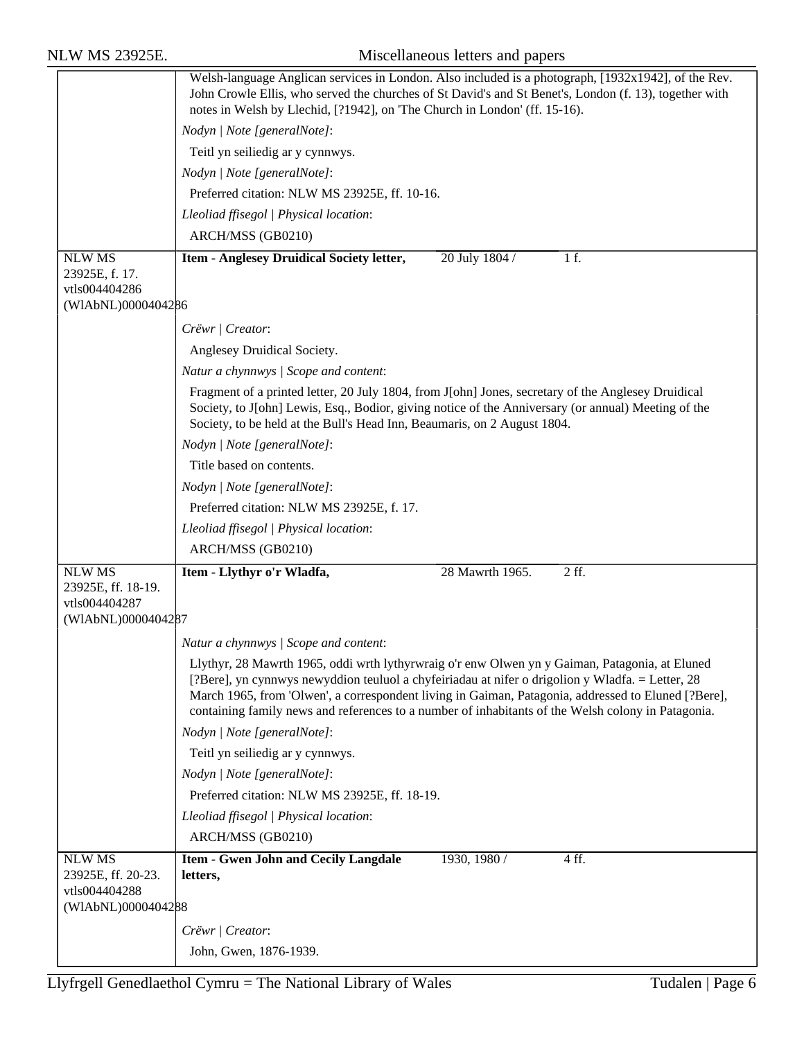Welsh-language Anglican services in London. Also included is a photograph, [1932x1942], of the Rev. John Crowle Ellis, who served the churches of St David's and St Benet's, London (f. 13), together with notes in Welsh by Llechid, [?1942], on 'The Church in London' (ff. 15-16).

*Nodyn | Note [generalNote]*:

Teitl yn seiliedig ar y cynnwys.

*Nodyn | Note [generalNote]*:

Preferred citation: NLW MS 23925E, ff. 10-16.

*Lleoliad ffisegol | Physical location*:

ARCH/MSS (GB0210)

---

NLW MS 23925E, f. 17.
vtls004404286
(WlAbNL)0000404286

**Item - Anglesey Druidical Society letter,** 20 July 1804 / 1 f.

*Crëwr | Creator*:

Anglesey Druidical Society.

*Natur a chynnwys | Scope and content*:

Fragment of a printed letter, 20 July 1804, from J[ohn] Jones, secretary of the Anglesey Druidical Society, to J[ohn] Lewis, Esq., Bodior, giving notice of the Anniversary (or annual) Meeting of the Society, to be held at the Bull's Head Inn, Beaumaris, on 2 August 1804.

*Nodyn | Note [generalNote]*:

Title based on contents.

*Nodyn | Note [generalNote]*:

Preferred citation: NLW MS 23925E, f. 17.

*Lleoliad ffisegol | Physical location*:

ARCH/MSS (GB0210)

---

NLW MS 23925E, ff. 18-19.
vtls004404287
(WlAbNL)0000404287

**Item - Llythyr o'r Wladfa,** 28 Mawrth 1965. 2 ff.

*Natur a chynnwys | Scope and content*:

Llythyr, 28 Mawrth 1965, oddi wrth lythyrwraig o'r enw Olwen yn y Gaiman, Patagonia, at Eluned [?Bere], yn cynnwys newyddion teuluol a chyfeiriadau at nifer o drigolion y Wladfa. = Letter, 28 March 1965, from 'Olwen', a correspondent living in Gaiman, Patagonia, addressed to Eluned [?Bere], containing family news and references to a number of inhabitants of the Welsh colony in Patagonia.

*Nodyn | Note [generalNote]*:

Teitl yn seiliedig ar y cynnwys.

*Nodyn | Note [generalNote]*:

Preferred citation: NLW MS 23925E, ff. 18-19.

*Lleoliad ffisegol | Physical location*:

ARCH/MSS (GB0210)

---

NLW MS 23925E, ff. 20-23.
vtls004404288
(WlAbNL)0000404288

**Item - Gwen John and Cecily Langdale letters,** 1930, 1980 / 4 ff.

*Crëwr | Creator*:

John, Gwen, 1876-1939.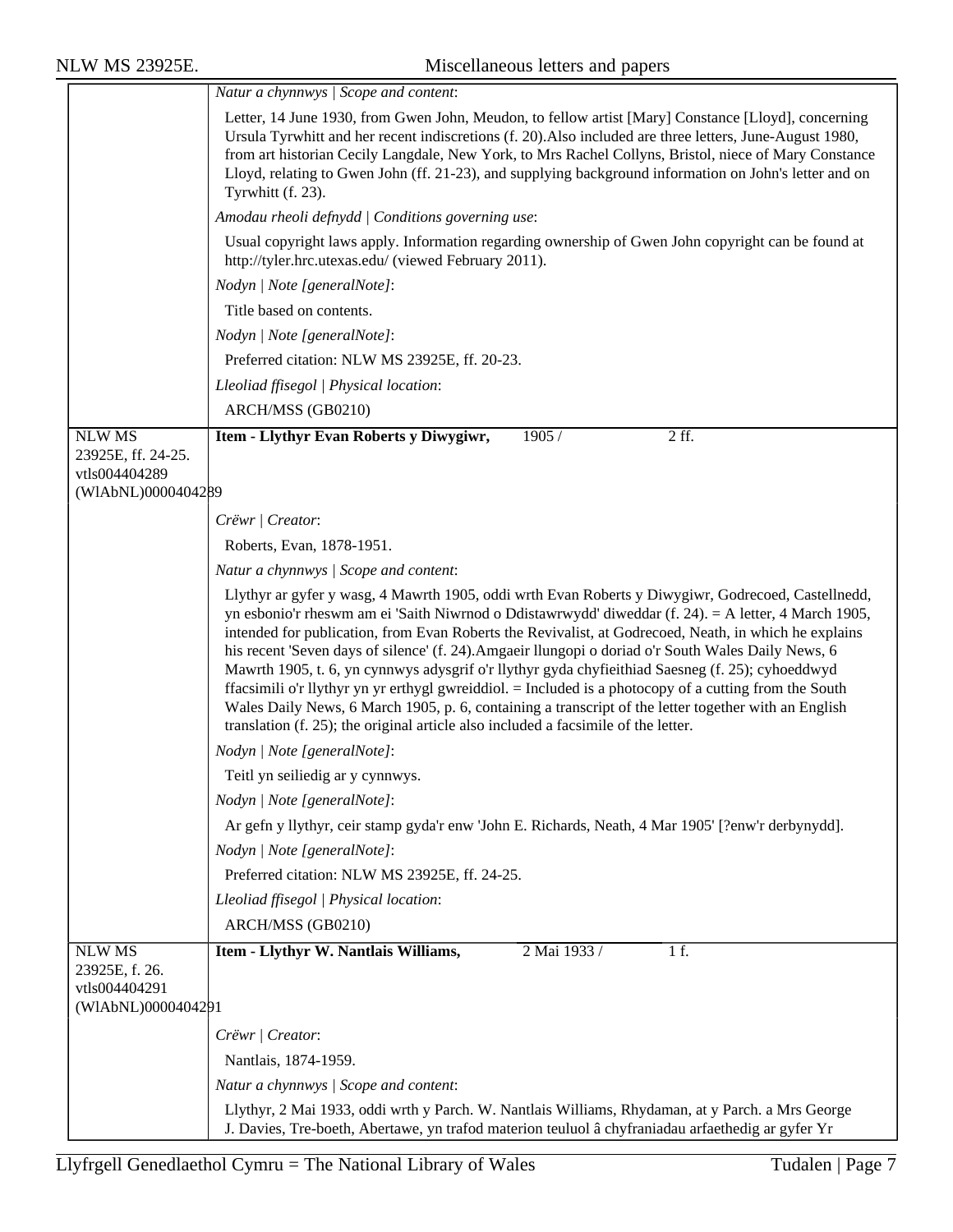*Natur a chynnwys | Scope and content*:

Letter, 14 June 1930, from Gwen John, Meudon, to fellow artist [Mary] Constance [Lloyd], concerning Ursula Tyrwhitt and her recent indiscretions (f. 20).Also included are three letters, June-August 1980, from art historian Cecily Langdale, New York, to Mrs Rachel Collyns, Bristol, niece of Mary Constance Lloyd, relating to Gwen John (ff. 21-23), and supplying background information on John's letter and on Tyrwhitt (f. 23).

*Amodau rheoli defnydd | Conditions governing use*:

Usual copyright laws apply. Information regarding ownership of Gwen John copyright can be found at http://tyler.hrc.utexas.edu/ (viewed February 2011).

*Nodyn | Note [generalNote]*:

Title based on contents.

*Nodyn | Note [generalNote]*:

Preferred citation: NLW MS 23925E, ff. 20-23.

*Lleoliad ffisegol | Physical location*:

ARCH/MSS (GB0210)

---

NLW MS 23925E, ff. 24-25.
vtls004404289
(WlAbNL)0000404289

**Item - Llythyr Evan Roberts y Diwygiwr,** 1905 / 2 ff.

*Crëwr | Creator*:

Roberts, Evan, 1878-1951.

*Natur a chynnwys | Scope and content*:

Llythyr ar gyfer y wasg, 4 Mawrth 1905, oddi wrth Evan Roberts y Diwygiwr, Godrecoed, Castellnedd, yn esbonio'r rheswm am ei 'Saith Niwrnod o Ddistawrwydd' diweddar (f. 24). = A letter, 4 March 1905, intended for publication, from Evan Roberts the Revivalist, at Godrecoed, Neath, in which he explains his recent 'Seven days of silence' (f. 24).Amgaeir llungopi o doriad o'r South Wales Daily News, 6 Mawrth 1905, t. 6, yn cynnwys adysgrif o'r llythyr gyda chyfieithiad Saesneg (f. 25); cyhoeddwyd ffacsimili o'r llythyr yn yr erthygl gwreiddiol. = Included is a photocopy of a cutting from the South Wales Daily News, 6 March 1905, p. 6, containing a transcript of the letter together with an English translation (f. 25); the original article also included a facsimile of the letter.

*Nodyn | Note [generalNote]*:

Teitl yn seiliedig ar y cynnwys.

*Nodyn | Note [generalNote]*:

Ar gefn y llythyr, ceir stamp gyda'r enw 'John E. Richards, Neath, 4 Mar 1905' [?enw'r derbynydd].

*Nodyn | Note [generalNote]*:

Preferred citation: NLW MS 23925E, ff. 24-25.

*Lleoliad ffisegol | Physical location*:

ARCH/MSS (GB0210)

---

NLW MS 23925E, f. 26.
vtls004404291
(WlAbNL)0000404291

**Item - Llythyr W. Nantlais Williams,** 2 Mai 1933 / 1 f.

*Crëwr | Creator*:

Nantlais, 1874-1959.

*Natur a chynnwys | Scope and content*:

Llythyr, 2 Mai 1933, oddi wrth y Parch. W. Nantlais Williams, Rhydaman, at y Parch. a Mrs George J. Davies, Tre-boeth, Abertawe, yn trafod materion teuluol â chyfraniadau arfaethedig ar gyfer Yr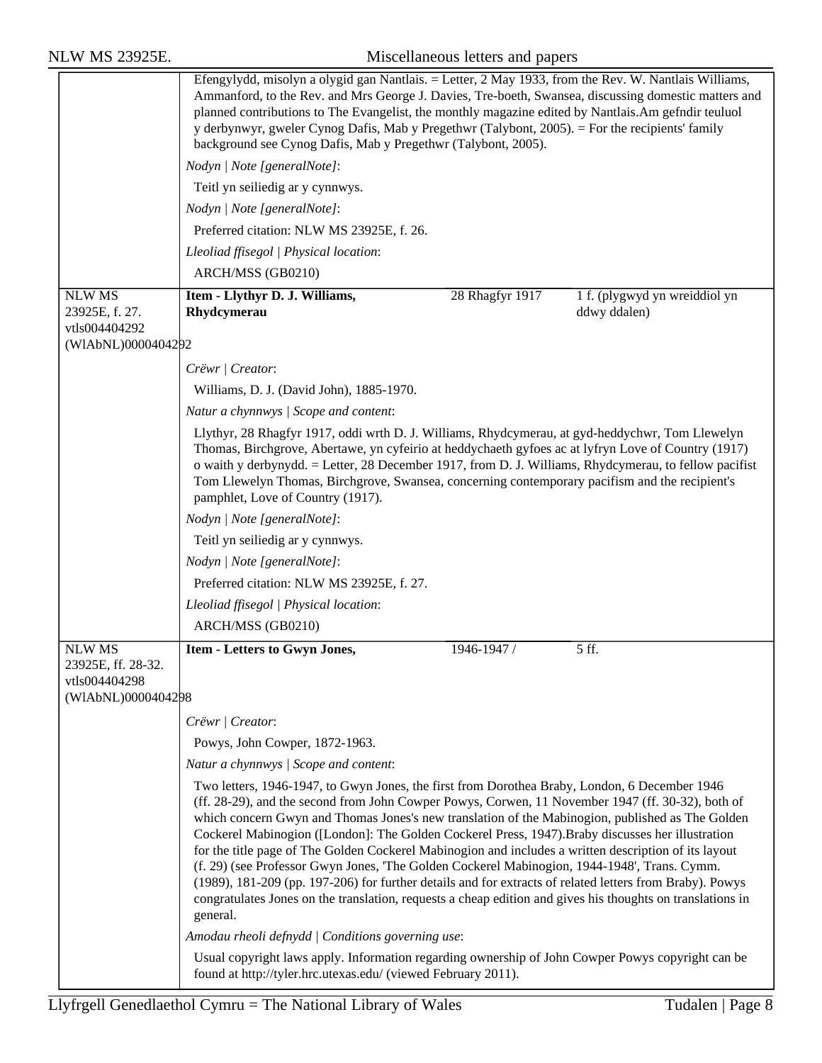Efengylydd, misolyn a olygid gan Nantlais. = Letter, 2 May 1933, from the Rev. W. Nantlais Williams, Ammanford, to the Rev. and Mrs George J. Davies, Tre-boeth, Swansea, discussing domestic matters and planned contributions to The Evangelist, the monthly magazine edited by Nantlais.Am gefndir teuluol y derbynwyr, gweler Cynog Dafis, Mab y Pregethwr (Talybont, 2005). = For the recipients' family background see Cynog Dafis, Mab y Pregethwr (Talybont, 2005).

*Nodyn | Note [generalNote]*:

Teitl yn seiliedig ar y cynnwys.

*Nodyn | Note [generalNote]*:

Preferred citation: NLW MS 23925E, f. 26.

*Lleoliad ffisegol | Physical location*:

ARCH/MSS (GB0210)

---

| NLW MS 23925E, f. 27. vtls004404292 (WlAbNL)0000404292 | **Item - Llythyr D. J. Williams, Rhydcymerau** | 28 Rhagfyr 1917 | 1 f. (plygwyd yn wreiddiol yn ddwy ddalen) |
|---|---|---|---|

*Crëwr | Creator*:

Williams, D. J. (David John), 1885-1970.

*Natur a chynnwys | Scope and content*:

Llythyr, 28 Rhagfyr 1917, oddi wrth D. J. Williams, Rhydcymerau, at gyd-heddychwr, Tom Llewelyn Thomas, Birchgrove, Abertawe, yn cyfeirio at heddychaeth gyfoes ac at lyfryn Love of Country (1917) o waith y derbynydd. = Letter, 28 December 1917, from D. J. Williams, Rhydcymerau, to fellow pacifist Tom Llewelyn Thomas, Birchgrove, Swansea, concerning contemporary pacifism and the recipient's pamphlet, Love of Country (1917).

*Nodyn | Note [generalNote]*:

Teitl yn seiliedig ar y cynnwys.

*Nodyn | Note [generalNote]*:

Preferred citation: NLW MS 23925E, f. 27.

*Lleoliad ffisegol | Physical location*:

ARCH/MSS (GB0210)

---

| NLW MS 23925E, ff. 28-32. vtls004404298 (WlAbNL)0000404298 | **Item - Letters to Gwyn Jones,** | 1946-1947 / | 5 ff. |
|---|---|---|---|

*Crëwr | Creator*:

Powys, John Cowper, 1872-1963.

*Natur a chynnwys | Scope and content*:

Two letters, 1946-1947, to Gwyn Jones, the first from Dorothea Braby, London, 6 December 1946 (ff. 28-29), and the second from John Cowper Powys, Corwen, 11 November 1947 (ff. 30-32), both of which concern Gwyn and Thomas Jones's new translation of the Mabinogion, published as The Golden Cockerel Mabinogion ([London]: The Golden Cockerel Press, 1947).Braby discusses her illustration for the title page of The Golden Cockerel Mabinogion and includes a written description of its layout (f. 29) (see Professor Gwyn Jones, 'The Golden Cockerel Mabinogion, 1944-1948', Trans. Cymm. (1989), 181-209 (pp. 197-206) for further details and for extracts of related letters from Braby). Powys congratulates Jones on the translation, requests a cheap edition and gives his thoughts on translations in general.

*Amodau rheoli defnydd | Conditions governing use*:

Usual copyright laws apply. Information regarding ownership of John Cowper Powys copyright can be found at http://tyler.hrc.utexas.edu/ (viewed February 2011).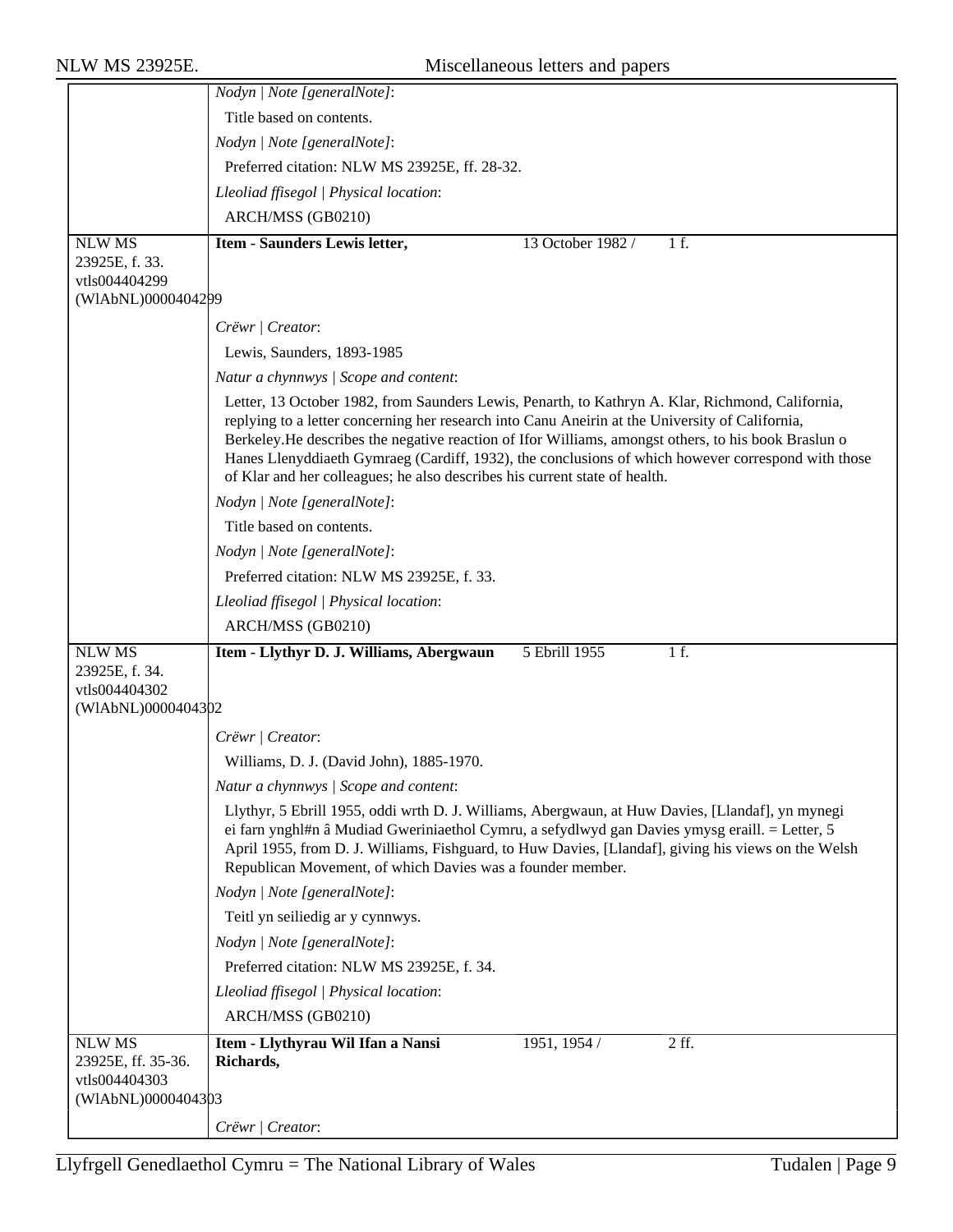*Nodyn | Note [generalNote]*:

Title based on contents.

*Nodyn | Note [generalNote]*:

Preferred citation: NLW MS 23925E, ff. 28-32.

*Lleoliad ffisegol | Physical location*:

ARCH/MSS (GB0210)

| NLW MS 23925E, f. 33. vtls004404299 (WlAbNL)0000404299 | **Item - Saunders Lewis letter,** | 13 October 1982 / | 1 f. |
|---|---|---|---|

*Crëwr | Creator*:

Lewis, Saunders, 1893-1985

*Natur a chynnwys | Scope and content*:

Letter, 13 October 1982, from Saunders Lewis, Penarth, to Kathryn A. Klar, Richmond, California, replying to a letter concerning her research into Canu Aneirin at the University of California, Berkeley.He describes the negative reaction of Ifor Williams, amongst others, to his book Braslun o Hanes Llenyddiaeth Gymraeg (Cardiff, 1932), the conclusions of which however correspond with those of Klar and her colleagues; he also describes his current state of health.

*Nodyn | Note [generalNote]*:

Title based on contents.

*Nodyn | Note [generalNote]*:

Preferred citation: NLW MS 23925E, f. 33.

*Lleoliad ffisegol | Physical location*:

ARCH/MSS (GB0210)

| NLW MS 23925E, f. 34. vtls004404302 (WlAbNL)0000404302 | **Item - Llythyr D. J. Williams, Abergwaun** | 5 Ebrill 1955 | 1 f. |
|---|---|---|---|

*Crëwr | Creator*:

Williams, D. J. (David John), 1885-1970.

*Natur a chynnwys | Scope and content*:

Llythyr, 5 Ebrill 1955, oddi wrth D. J. Williams, Abergwaun, at Huw Davies, [Llandaf], yn mynegi ei farn ynghl#n â Mudiad Gweriniaethol Cymru, a sefydlwyd gan Davies ymysg eraill. = Letter, 5 April 1955, from D. J. Williams, Fishguard, to Huw Davies, [Llandaf], giving his views on the Welsh Republican Movement, of which Davies was a founder member.

*Nodyn | Note [generalNote]*:

Teitl yn seiliedig ar y cynnwys.

*Nodyn | Note [generalNote]*:

Preferred citation: NLW MS 23925E, f. 34.

*Lleoliad ffisegol | Physical location*:

ARCH/MSS (GB0210)

| NLW MS 23925E, ff. 35-36. vtls004404303 (WlAbNL)0000404303 | **Item - Llythyrau Wil Ifan a Nansi Richards,** | 1951, 1954 / | 2 ff. |
|---|---|---|---|

*Crëwr | Creator*: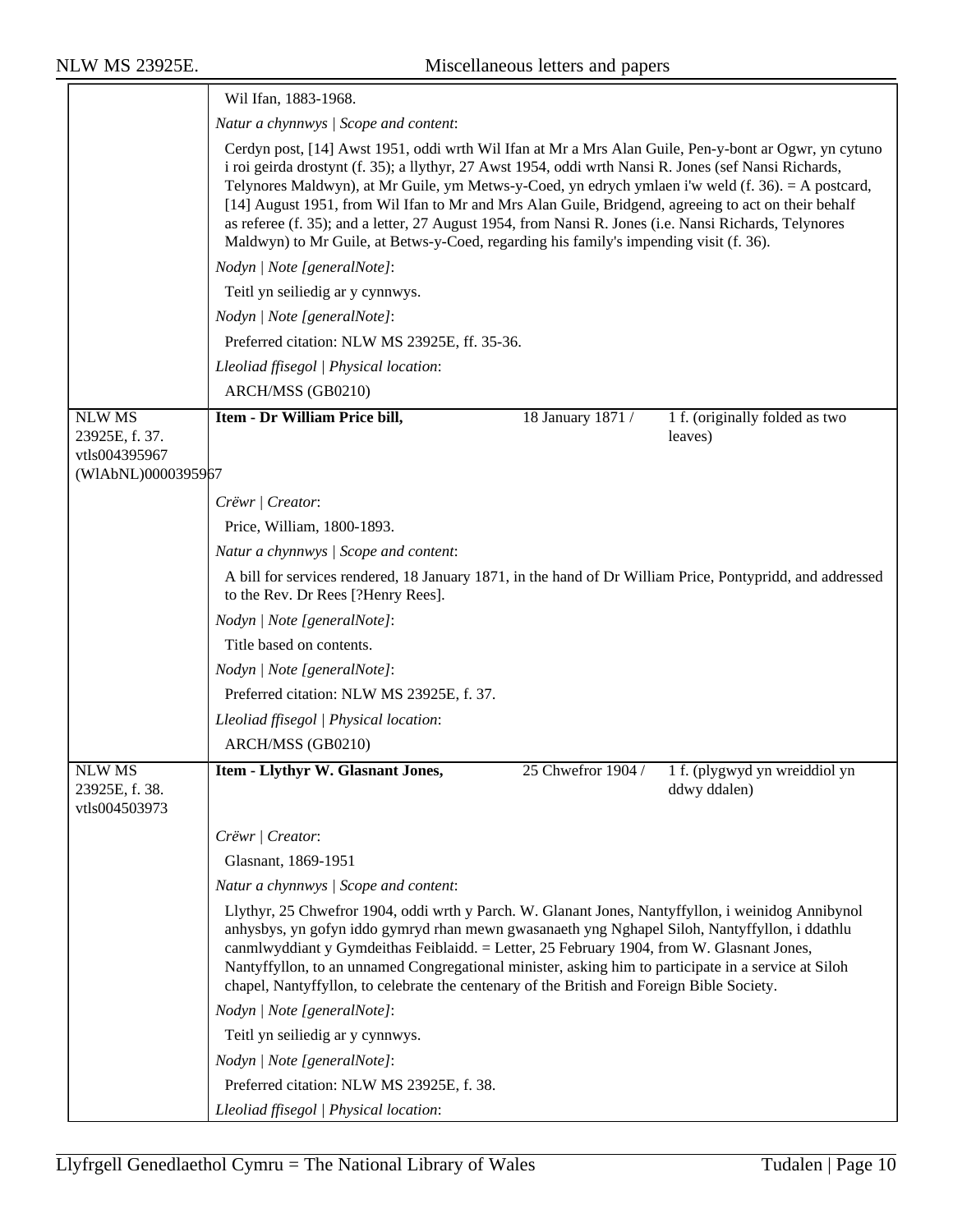Wil Ifan, 1883-1968.

*Natur a chynnwys | Scope and content*:

Cerdyn post, [14] Awst 1951, oddi wrth Wil Ifan at Mr a Mrs Alan Guile, Pen-y-bont ar Ogwr, yn cytuno i roi geirda drostynt (f. 35); a llythyr, 27 Awst 1954, oddi wrth Nansi R. Jones (sef Nansi Richards, Telynores Maldwyn), at Mr Guile, ym Metws-y-Coed, yn edrych ymlaen i'w weld (f. 36). = A postcard, [14] August 1951, from Wil Ifan to Mr and Mrs Alan Guile, Bridgend, agreeing to act on their behalf as referee (f. 35); and a letter, 27 August 1954, from Nansi R. Jones (i.e. Nansi Richards, Telynores Maldwyn) to Mr Guile, at Betws-y-Coed, regarding his family's impending visit (f. 36).

*Nodyn | Note [generalNote]*:

Teitl yn seiliedig ar y cynnwys.

*Nodyn | Note [generalNote]*:

Preferred citation: NLW MS 23925E, ff. 35-36.

*Lleoliad ffisegol | Physical location*:

ARCH/MSS (GB0210)

---

NLW MS 23925E, f. 37. vtls004395967 (WlAbNL)0000395967

**Item - Dr William Price bill,** 18 January 1871 / 1 f. (originally folded as two leaves)

*Crëwr | Creator*:

Price, William, 1800-1893.

*Natur a chynnwys | Scope and content*:

A bill for services rendered, 18 January 1871, in the hand of Dr William Price, Pontypridd, and addressed to the Rev. Dr Rees [?Henry Rees].

*Nodyn | Note [generalNote]*:

Title based on contents.

*Nodyn | Note [generalNote]*:

Preferred citation: NLW MS 23925E, f. 37.

*Lleoliad ffisegol | Physical location*:

ARCH/MSS (GB0210)

---

NLW MS 23925E, f. 38. vtls004503973

**Item - Llythyr W. Glasnant Jones,** 25 Chwefror 1904 / 1 f. (plygwyd yn wreiddiol yn ddwy ddalen)

*Crëwr | Creator*:

Glasnant, 1869-1951

*Natur a chynnwys | Scope and content*:

Llythyr, 25 Chwefror 1904, oddi wrth y Parch. W. Glanant Jones, Nantyffyllon, i weinidog Annibynol anhysbys, yn gofyn iddo gymryd rhan mewn gwasanaeth yng Nghapel Siloh, Nantyffyllon, i ddathlu canmlwyddiant y Gymdeithas Feiblaidd. = Letter, 25 February 1904, from W. Glasnant Jones, Nantyffyllon, to an unnamed Congregational minister, asking him to participate in a service at Siloh chapel, Nantyffyllon, to celebrate the centenary of the British and Foreign Bible Society.

*Nodyn | Note [generalNote]*:

Teitl yn seiliedig ar y cynnwys.

*Nodyn | Note [generalNote]*:

Preferred citation: NLW MS 23925E, f. 38.

*Lleoliad ffisegol | Physical location*: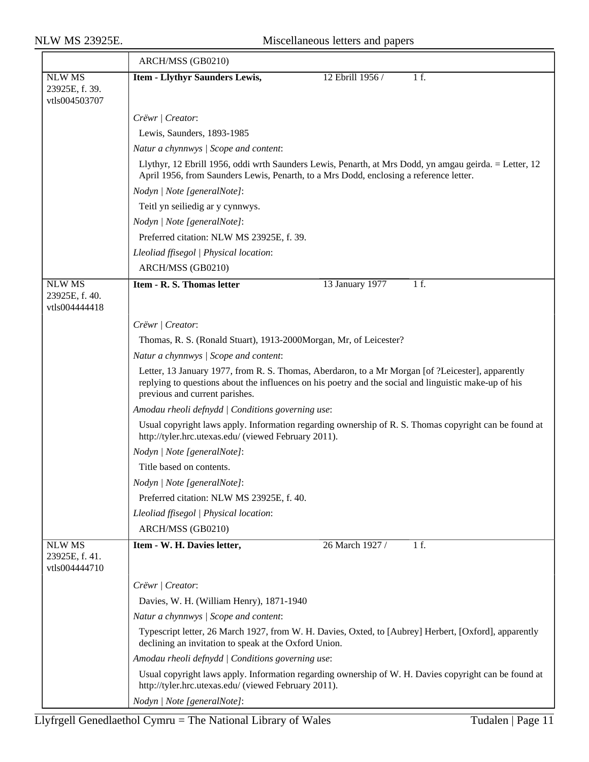| | ARCH/MSS (GB0210) | | |
|---|---|---|---|
| NLW MS 23925E, f. 39. vtls004503707 | **Item - Llythyr Saunders Lewis,** | 12 Ebrill 1956 / | 1 f. |
| | *Crëwr \| Creator*: | | |
| | Lewis, Saunders, 1893-1985 | | |
| | *Natur a chynnwys \| Scope and content*: | | |
| | Llythyr, 12 Ebrill 1956, oddi wrth Saunders Lewis, Penarth, at Mrs Dodd, yn amgau geirda. = Letter, 12 April 1956, from Saunders Lewis, Penarth, to a Mrs Dodd, enclosing a reference letter. | | |
| | *Nodyn \| Note [generalNote]*: | | |
| | Teitl yn seiliedig ar y cynnwys. | | |
| | *Nodyn \| Note [generalNote]*: | | |
| | Preferred citation: NLW MS 23925E, f. 39. | | |
| | *Lleoliad ffisegol \| Physical location*: | | |
| | ARCH/MSS (GB0210) | | |
| NLW MS 23925E, f. 40. vtls004444418 | **Item - R. S. Thomas letter** | 13 January 1977 | 1 f. |
| | *Crëwr \| Creator*: | | |
| | Thomas, R. S. (Ronald Stuart), 1913-2000Morgan, Mr, of Leicester? | | |
| | *Natur a chynnwys \| Scope and content*: | | |
| | Letter, 13 January 1977, from R. S. Thomas, Aberdaron, to a Mr Morgan [of ?Leicester], apparently replying to questions about the influences on his poetry and the social and linguistic make-up of his previous and current parishes. | | |
| | *Amodau rheoli defnydd \| Conditions governing use*: | | |
| | Usual copyright laws apply. Information regarding ownership of R. S. Thomas copyright can be found at http://tyler.hrc.utexas.edu/ (viewed February 2011). | | |
| | *Nodyn \| Note [generalNote]*: | | |
| | Title based on contents. | | |
| | *Nodyn \| Note [generalNote]*: | | |
| | Preferred citation: NLW MS 23925E, f. 40. | | |
| | *Lleoliad ffisegol \| Physical location*: | | |
| | ARCH/MSS (GB0210) | | |
| NLW MS 23925E, f. 41. vtls004444710 | **Item - W. H. Davies letter,** | 26 March 1927 / | 1 f. |
| | *Crëwr \| Creator*: | | |
| | Davies, W. H. (William Henry), 1871-1940 | | |
| | *Natur a chynnwys \| Scope and content*: | | |
| | Typescript letter, 26 March 1927, from W. H. Davies, Oxted, to [Aubrey] Herbert, [Oxford], apparently declining an invitation to speak at the Oxford Union. | | |
| | *Amodau rheoli defnydd \| Conditions governing use*: | | |
| | Usual copyright laws apply. Information regarding ownership of W. H. Davies copyright can be found at http://tyler.hrc.utexas.edu/ (viewed February 2011). | | |
| | *Nodyn \| Note [generalNote]*: | | |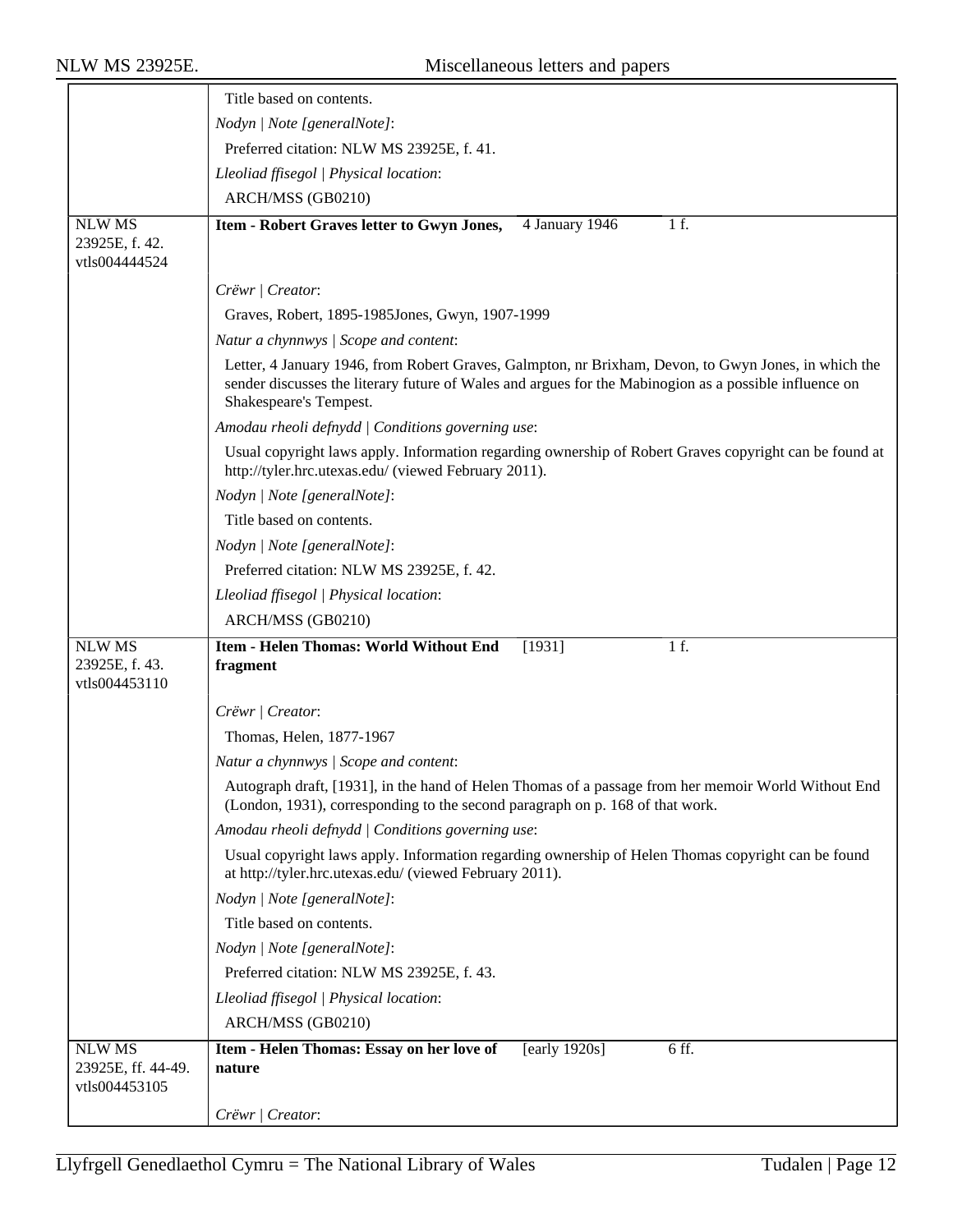Title based on contents.

*Nodyn | Note [generalNote]*:

Preferred citation: NLW MS 23925E, f. 41.

*Lleoliad ffisegol | Physical location*:

ARCH/MSS (GB0210)

---

NLW MS 23925E, f. 42. vtls004444524

**Item - Robert Graves letter to Gwyn Jones,** 4 January 1946 1 f.

*Crëwr | Creator*:

Graves, Robert, 1895-1985Jones, Gwyn, 1907-1999

*Natur a chynnwys | Scope and content*:

Letter, 4 January 1946, from Robert Graves, Galmpton, nr Brixham, Devon, to Gwyn Jones, in which the sender discusses the literary future of Wales and argues for the Mabinogion as a possible influence on Shakespeare's Tempest.

*Amodau rheoli defnydd | Conditions governing use*:

Usual copyright laws apply. Information regarding ownership of Robert Graves copyright can be found at http://tyler.hrc.utexas.edu/ (viewed February 2011).

*Nodyn | Note [generalNote]*:

Title based on contents.

*Nodyn | Note [generalNote]*:

Preferred citation: NLW MS 23925E, f. 42.

*Lleoliad ffisegol | Physical location*:

ARCH/MSS (GB0210)

---

NLW MS 23925E, f. 43. vtls004453110

**Item - Helen Thomas: World Without End fragment** [1931] 1 f.

*Crëwr | Creator*:

Thomas, Helen, 1877-1967

*Natur a chynnwys | Scope and content*:

Autograph draft, [1931], in the hand of Helen Thomas of a passage from her memoir World Without End (London, 1931), corresponding to the second paragraph on p. 168 of that work.

*Amodau rheoli defnydd | Conditions governing use*:

Usual copyright laws apply. Information regarding ownership of Helen Thomas copyright can be found at http://tyler.hrc.utexas.edu/ (viewed February 2011).

*Nodyn | Note [generalNote]*:

Title based on contents.

*Nodyn | Note [generalNote]*:

Preferred citation: NLW MS 23925E, f. 43.

*Lleoliad ffisegol | Physical location*:

ARCH/MSS (GB0210)

---

NLW MS 23925E, ff. 44-49. vtls004453105

**Item - Helen Thomas: Essay on her love of nature** [early 1920s] 6 ff.

*Crëwr | Creator*: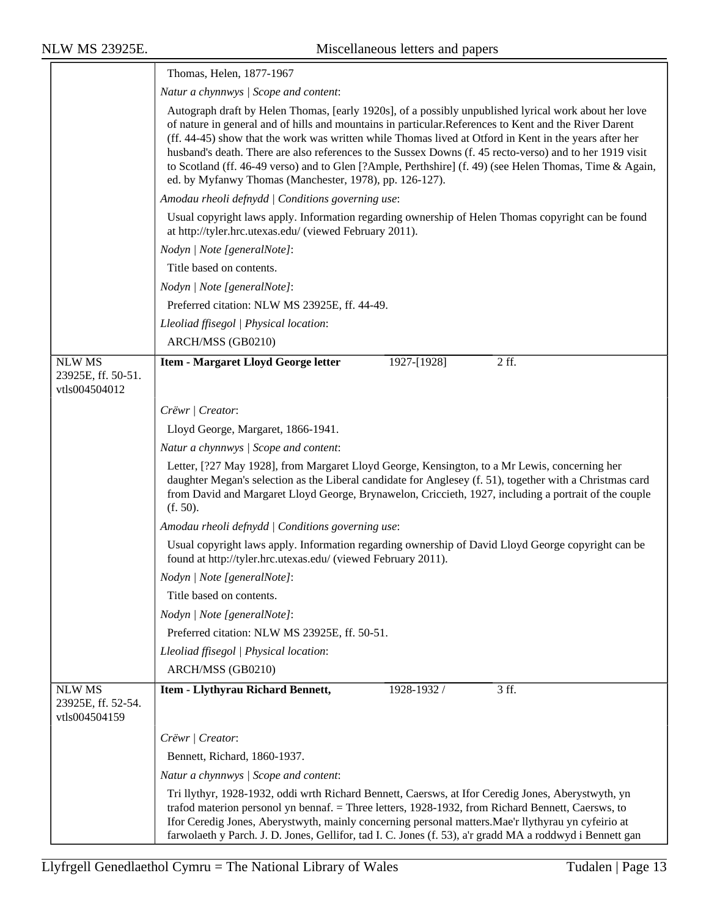Thomas, Helen, 1877-1967

*Natur a chynnwys | Scope and content*:

Autograph draft by Helen Thomas, [early 1920s], of a possibly unpublished lyrical work about her love of nature in general and of hills and mountains in particular.References to Kent and the River Darent (ff. 44-45) show that the work was written while Thomas lived at Otford in Kent in the years after her husband's death. There are also references to the Sussex Downs (f. 45 recto-verso) and to her 1919 visit to Scotland (ff. 46-49 verso) and to Glen [?Ample, Perthshire] (f. 49) (see Helen Thomas, Time & Again, ed. by Myfanwy Thomas (Manchester, 1978), pp. 126-127).

*Amodau rheoli defnydd | Conditions governing use*:

Usual copyright laws apply. Information regarding ownership of Helen Thomas copyright can be found at http://tyler.hrc.utexas.edu/ (viewed February 2011).

*Nodyn | Note [generalNote]*:

Title based on contents.

*Nodyn | Note [generalNote]*:

Preferred citation: NLW MS 23925E, ff. 44-49.

*Lleoliad ffisegol | Physical location*:

ARCH/MSS (GB0210)

---

NLW MS 23925E, ff. 50-51. vtls004504012

**Item - Margaret Lloyd George letter** | 1927-[1928] | 2 ff.

*Crëwr | Creator*:

Lloyd George, Margaret, 1866-1941.

*Natur a chynnwys | Scope and content*:

Letter, [?27 May 1928], from Margaret Lloyd George, Kensington, to a Mr Lewis, concerning her daughter Megan's selection as the Liberal candidate for Anglesey (f. 51), together with a Christmas card from David and Margaret Lloyd George, Brynawelon, Criccieth, 1927, including a portrait of the couple (f. 50).

*Amodau rheoli defnydd | Conditions governing use*:

Usual copyright laws apply. Information regarding ownership of David Lloyd George copyright can be found at http://tyler.hrc.utexas.edu/ (viewed February 2011).

*Nodyn | Note [generalNote]*:

Title based on contents.

*Nodyn | Note [generalNote]*:

Preferred citation: NLW MS 23925E, ff. 50-51.

*Lleoliad ffisegol | Physical location*:

ARCH/MSS (GB0210)

---

NLW MS 23925E, ff. 52-54. vtls004504159

**Item - Llythyrau Richard Bennett,** | 1928-1932 / | 3 ff.

*Crëwr | Creator*:

Bennett, Richard, 1860-1937.

*Natur a chynnwys | Scope and content*:

Tri llythyr, 1928-1932, oddi wrth Richard Bennett, Caersws, at Ifor Ceredig Jones, Aberystwyth, yn trafod materion personol yn bennaf. = Three letters, 1928-1932, from Richard Bennett, Caersws, to Ifor Ceredig Jones, Aberystwyth, mainly concerning personal matters.Mae'r llythyrau yn cyfeirio at farwolaeth y Parch. J. D. Jones, Gellifor, tad I. C. Jones (f. 53), a'r gradd MA a roddwyd i Bennett gan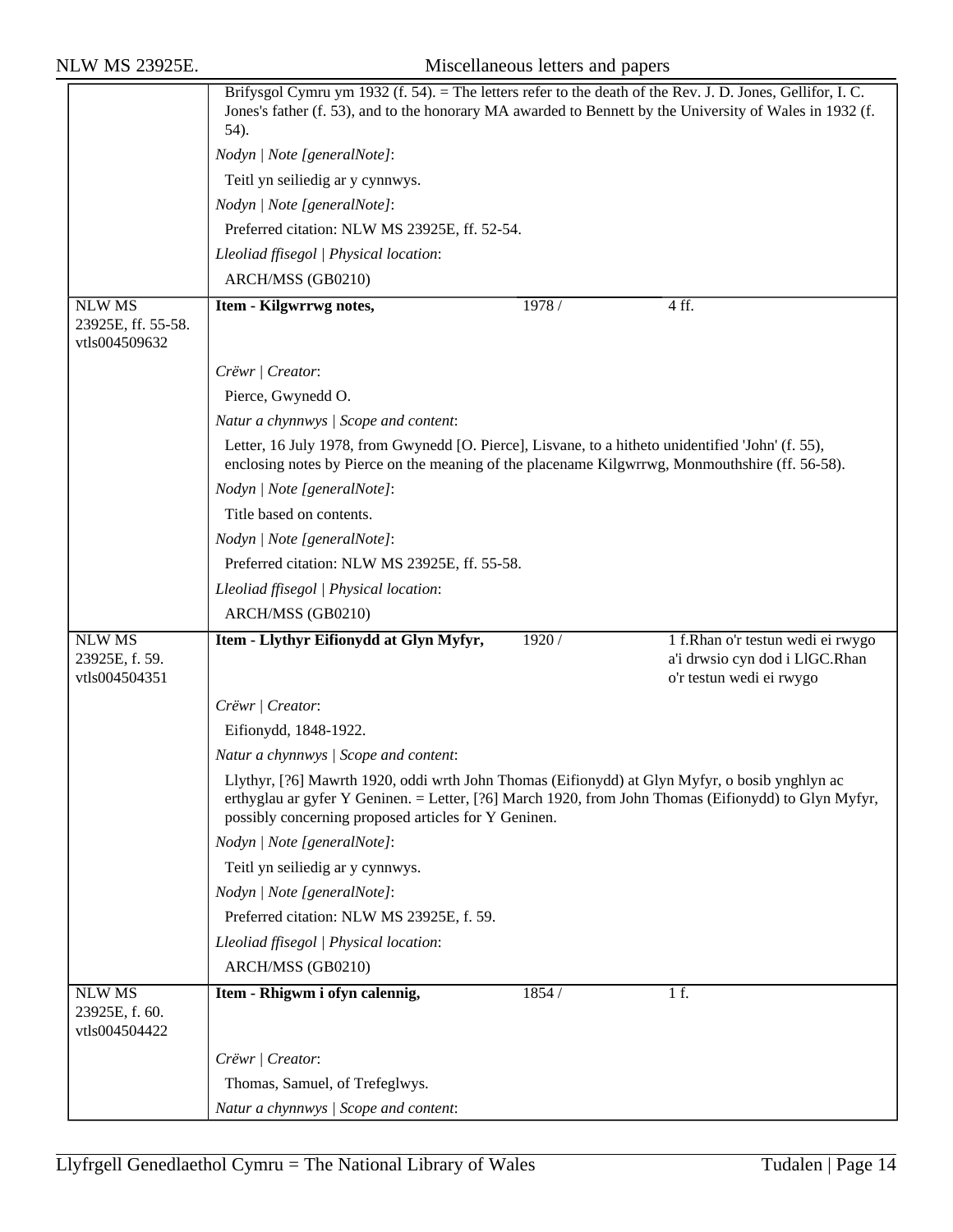Brifysgol Cymru ym 1932 (f. 54). = The letters refer to the death of the Rev. J. D. Jones, Gellifor, I. C. Jones's father (f. 53), and to the honorary MA awarded to Bennett by the University of Wales in 1932 (f. 54).

*Nodyn | Note [generalNote]*:

Teitl yn seiliedig ar y cynnwys.

*Nodyn | Note [generalNote]*:

Preferred citation: NLW MS 23925E, ff. 52-54.

*Lleoliad ffisegol | Physical location*:

ARCH/MSS (GB0210)

---

NLW MS 23925E, ff. 55-58. vtls004509632

**Item - Kilgwrrwg notes,** 1978 / 4 ff.

*Crëwr | Creator*:

Pierce, Gwynedd O.

*Natur a chynnwys | Scope and content*:

Letter, 16 July 1978, from Gwynedd [O. Pierce], Lisvane, to a hitheto unidentified 'John' (f. 55), enclosing notes by Pierce on the meaning of the placename Kilgwrrwg, Monmouthshire (ff. 56-58).

*Nodyn | Note [generalNote]*:

Title based on contents.

*Nodyn | Note [generalNote]*:

Preferred citation: NLW MS 23925E, ff. 55-58.

*Lleoliad ffisegol | Physical location*:

ARCH/MSS (GB0210)

---

NLW MS 23925E, f. 59. vtls004504351

**Item - Llythyr Eifionydd at Glyn Myfyr,** 1920 / 1 f.Rhan o'r testun wedi ei rwygo a'i drwsio cyn dod i LlGC.Rhan o'r testun wedi ei rwygo

*Crëwr | Creator*:

Eifionydd, 1848-1922.

*Natur a chynnwys | Scope and content*:

Llythyr, [?6] Mawrth 1920, oddi wrth John Thomas (Eifionydd) at Glyn Myfyr, o bosib ynghlyn ac erthyglau ar gyfer Y Geninen. = Letter, [?6] March 1920, from John Thomas (Eifionydd) to Glyn Myfyr, possibly concerning proposed articles for Y Geninen.

*Nodyn | Note [generalNote]*:

Teitl yn seiliedig ar y cynnwys.

*Nodyn | Note [generalNote]*:

Preferred citation: NLW MS 23925E, f. 59.

*Lleoliad ffisegol | Physical location*:

ARCH/MSS (GB0210)

---

NLW MS 23925E, f. 60. vtls004504422

**Item - Rhigwm i ofyn calennig,** 1854 / 1 f.

*Crëwr | Creator*:

Thomas, Samuel, of Trefeglwys.

*Natur a chynnwys | Scope and content*: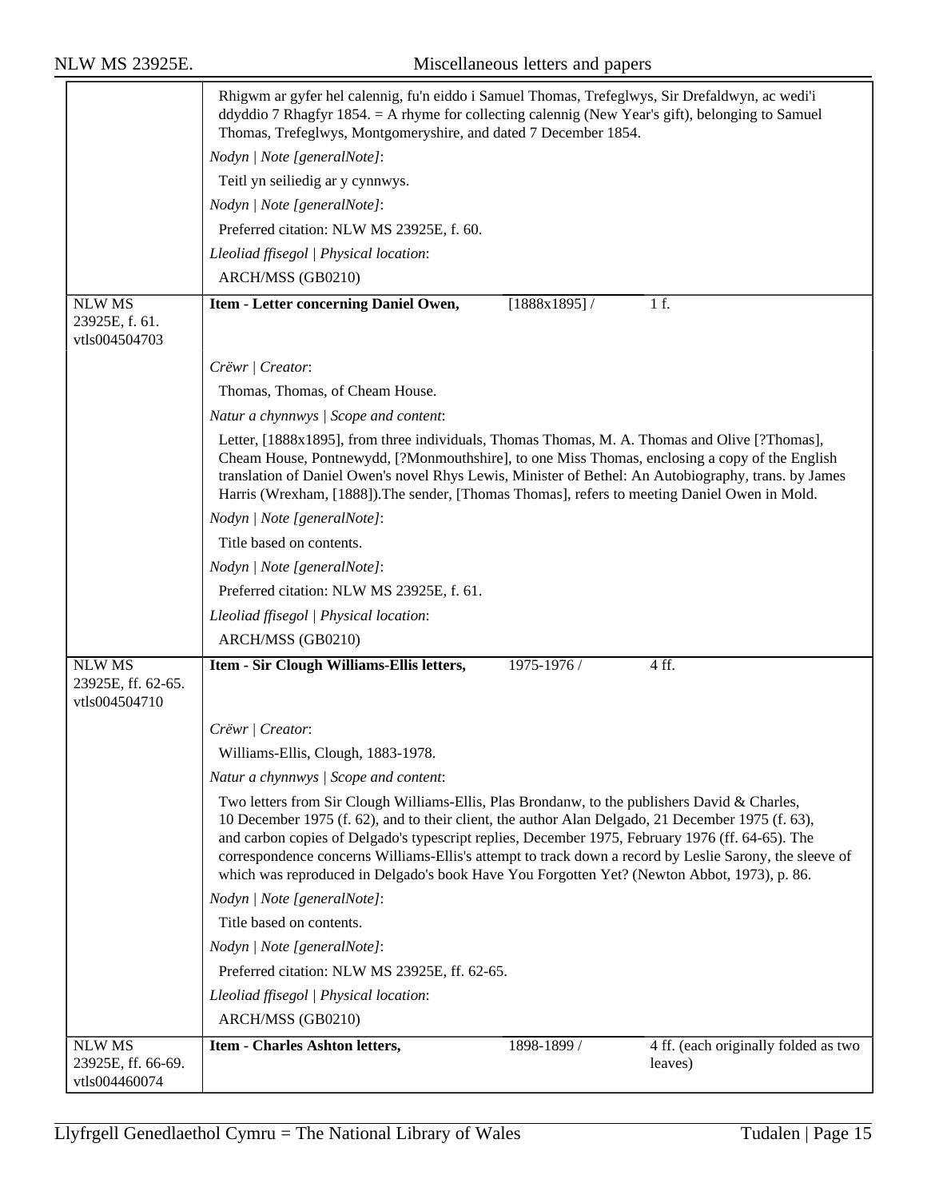Rhigwm ar gyfer hel calennig, fu'n eiddo i Samuel Thomas, Trefeglwys, Sir Drefaldwyn, ac wedi'i ddyddio 7 Rhagfyr 1854. = A rhyme for collecting calennig (New Year's gift), belonging to Samuel Thomas, Trefeglwys, Montgomeryshire, and dated 7 December 1854.

*Nodyn | Note [generalNote]*:

Teitl yn seiliedig ar y cynnwys.

*Nodyn | Note [generalNote]*:

Preferred citation: NLW MS 23925E, f. 60.

*Lleoliad ffisegol | Physical location*:

ARCH/MSS (GB0210)

| NLW MS 23925E, f. 61. vtls004504703 | **Item - Letter concerning Daniel Owen,** | [1888x1895] / | 1 f. |
|---|---|---|---|

*Crëwr | Creator*:

Thomas, Thomas, of Cheam House.

*Natur a chynnwys | Scope and content*:

Letter, [1888x1895], from three individuals, Thomas Thomas, M. A. Thomas and Olive [?Thomas], Cheam House, Pontnewydd, [?Monmouthshire], to one Miss Thomas, enclosing a copy of the English translation of Daniel Owen's novel Rhys Lewis, Minister of Bethel: An Autobiography, trans. by James Harris (Wrexham, [1888]).The sender, [Thomas Thomas], refers to meeting Daniel Owen in Mold.

*Nodyn | Note [generalNote]*:

Title based on contents.

*Nodyn | Note [generalNote]*:

Preferred citation: NLW MS 23925E, f. 61.

*Lleoliad ffisegol | Physical location*:

ARCH/MSS (GB0210)

| NLW MS 23925E, ff. 62-65. vtls004504710 | **Item - Sir Clough Williams-Ellis letters,** | 1975-1976 / | 4 ff. |
|---|---|---|---|

*Crëwr | Creator*:

Williams-Ellis, Clough, 1883-1978.

*Natur a chynnwys | Scope and content*:

Two letters from Sir Clough Williams-Ellis, Plas Brondanw, to the publishers David & Charles, 10 December 1975 (f. 62), and to their client, the author Alan Delgado, 21 December 1975 (f. 63), and carbon copies of Delgado's typescript replies, December 1975, February 1976 (ff. 64-65). The correspondence concerns Williams-Ellis's attempt to track down a record by Leslie Sarony, the sleeve of which was reproduced in Delgado's book Have You Forgotten Yet? (Newton Abbot, 1973), p. 86.

*Nodyn | Note [generalNote]*:

Title based on contents.

*Nodyn | Note [generalNote]*:

Preferred citation: NLW MS 23925E, ff. 62-65.

*Lleoliad ffisegol | Physical location*:

ARCH/MSS (GB0210)

| NLW MS 23925E, ff. 66-69. vtls004460074 | **Item - Charles Ashton letters,** | 1898-1899 / | 4 ff. (each originally folded as two leaves) |
|---|---|---|---|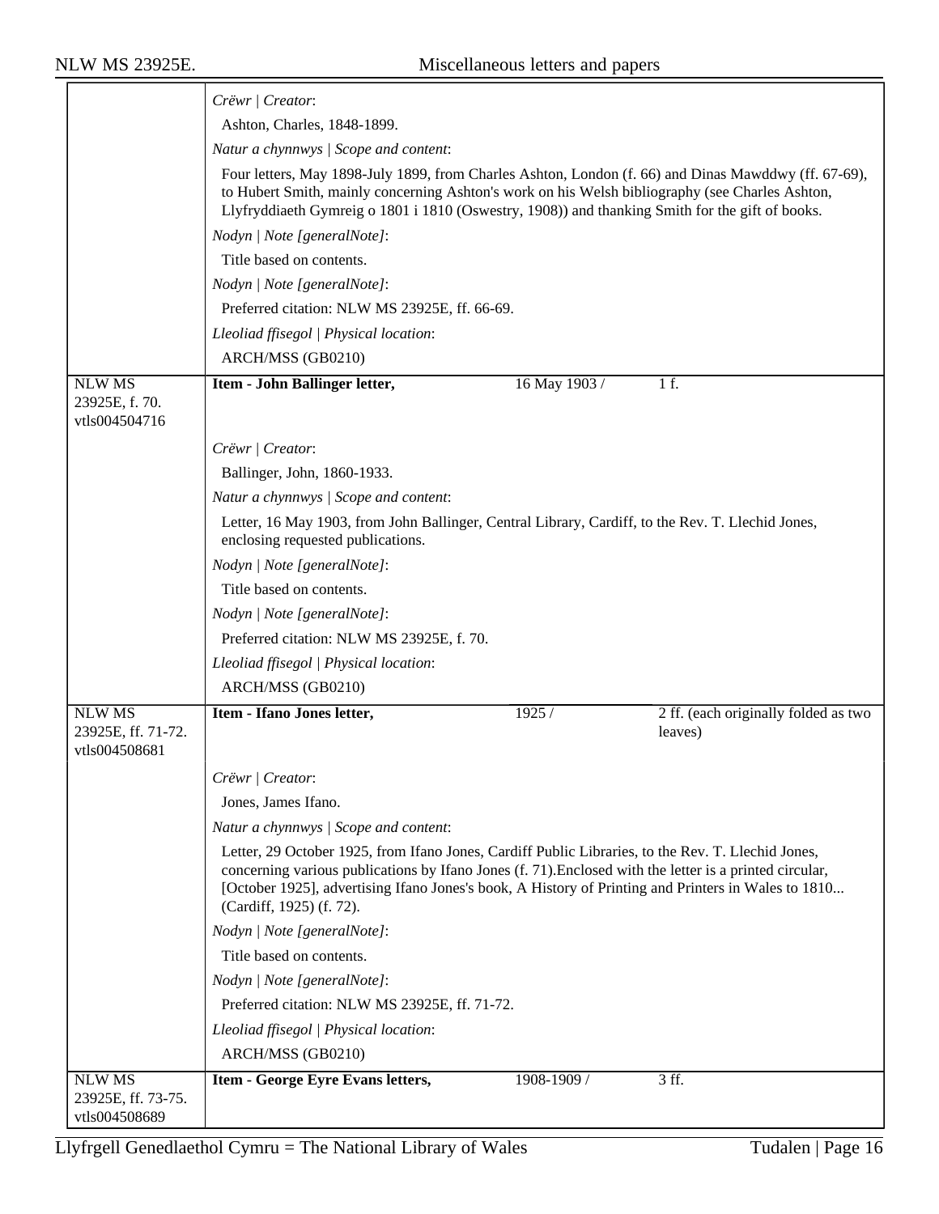*Crëwr | Creator*:

Ashton, Charles, 1848-1899.

*Natur a chynnwys | Scope and content*:

Four letters, May 1898-July 1899, from Charles Ashton, London (f. 66) and Dinas Mawddwy (ff. 67-69), to Hubert Smith, mainly concerning Ashton's work on his Welsh bibliography (see Charles Ashton, Llyfryddiaeth Gymreig o 1801 i 1810 (Oswestry, 1908)) and thanking Smith for the gift of books.

*Nodyn | Note [generalNote]*:

Title based on contents.

*Nodyn | Note [generalNote]*:

Preferred citation: NLW MS 23925E, ff. 66-69.

*Lleoliad ffisegol | Physical location*:

ARCH/MSS (GB0210)

| NLW MS 23925E, f. 70. vtls004504716 | **Item - John Ballinger letter,** | 16 May 1903 / | 1 f. |
|---|---|---|---|

*Crëwr | Creator*:

Ballinger, John, 1860-1933.

*Natur a chynnwys | Scope and content*:

Letter, 16 May 1903, from John Ballinger, Central Library, Cardiff, to the Rev. T. Llechid Jones, enclosing requested publications.

*Nodyn | Note [generalNote]*:

Title based on contents.

*Nodyn | Note [generalNote]*:

Preferred citation: NLW MS 23925E, f. 70.

*Lleoliad ffisegol | Physical location*:

ARCH/MSS (GB0210)

| NLW MS 23925E, ff. 71-72. vtls004508681 | **Item - Ifano Jones letter,** | 1925 / | 2 ff. (each originally folded as two leaves) |
|---|---|---|---|

*Crëwr | Creator*:

Jones, James Ifano.

*Natur a chynnwys | Scope and content*:

Letter, 29 October 1925, from Ifano Jones, Cardiff Public Libraries, to the Rev. T. Llechid Jones, concerning various publications by Ifano Jones (f. 71).Enclosed with the letter is a printed circular, [October 1925], advertising Ifano Jones's book, A History of Printing and Printers in Wales to 1810... (Cardiff, 1925) (f. 72).

*Nodyn | Note [generalNote]*:

Title based on contents.

*Nodyn | Note [generalNote]*:

Preferred citation: NLW MS 23925E, ff. 71-72.

*Lleoliad ffisegol | Physical location*:

ARCH/MSS (GB0210)

| NLW MS 23925E, ff. 73-75. vtls004508689 | **Item - George Eyre Evans letters,** | 1908-1909 / | 3 ff. |
|---|---|---|---|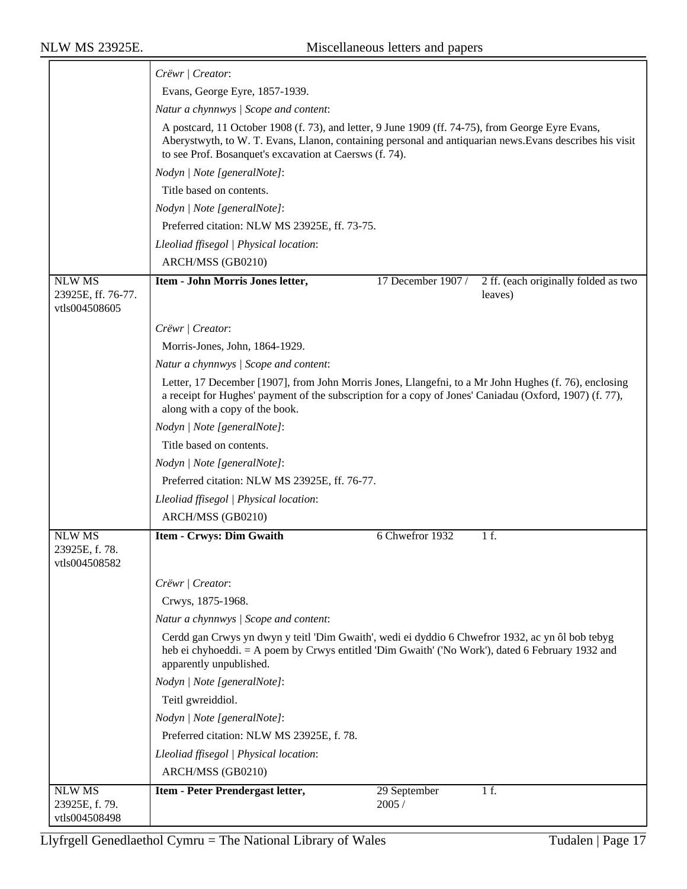*Crëwr | Creator*:

Evans, George Eyre, 1857-1939.

*Natur a chynnwys | Scope and content*:

A postcard, 11 October 1908 (f. 73), and letter, 9 June 1909 (ff. 74-75), from George Eyre Evans, Aberystwyth, to W. T. Evans, Llanon, containing personal and antiquarian news.Evans describes his visit to see Prof. Bosanquet's excavation at Caersws (f. 74).

*Nodyn | Note [generalNote]*:

Title based on contents.

*Nodyn | Note [generalNote]*:

Preferred citation: NLW MS 23925E, ff. 73-75.

*Lleoliad ffisegol | Physical location*:

ARCH/MSS (GB0210)

| NLW MS 23925E, ff. 76-77. vtls004508605 | **Item - John Morris Jones letter,** | 17 December 1907 / | 2 ff. (each originally folded as two leaves) |
|---|---|---|---|

*Crëwr | Creator*:

Morris-Jones, John, 1864-1929.

*Natur a chynnwys | Scope and content*:

Letter, 17 December [1907], from John Morris Jones, Llangefni, to a Mr John Hughes (f. 76), enclosing a receipt for Hughes' payment of the subscription for a copy of Jones' Caniadau (Oxford, 1907) (f. 77), along with a copy of the book.

*Nodyn | Note [generalNote]*:

Title based on contents.

*Nodyn | Note [generalNote]*:

Preferred citation: NLW MS 23925E, ff. 76-77.

*Lleoliad ffisegol | Physical location*:

ARCH/MSS (GB0210)

| NLW MS 23925E, f. 78. vtls004508582 | **Item - Crwys: Dim Gwaith** | 6 Chwefror 1932 | 1 f. |
|---|---|---|---|

*Crëwr | Creator*:

Crwys, 1875-1968.

*Natur a chynnwys | Scope and content*:

Cerdd gan Crwys yn dwyn y teitl 'Dim Gwaith', wedi ei dyddio 6 Chwefror 1932, ac yn ôl bob tebyg heb ei chyhoeddi. = A poem by Crwys entitled 'Dim Gwaith' ('No Work'), dated 6 February 1932 and apparently unpublished.

*Nodyn | Note [generalNote]*:

Teitl gwreiddiol.

*Nodyn | Note [generalNote]*:

Preferred citation: NLW MS 23925E, f. 78.

*Lleoliad ffisegol | Physical location*:

ARCH/MSS (GB0210)

| NLW MS 23925E, f. 79. vtls004508498 | **Item - Peter Prendergast letter,** | 29 September 2005 / | 1 f. |
|---|---|---|---|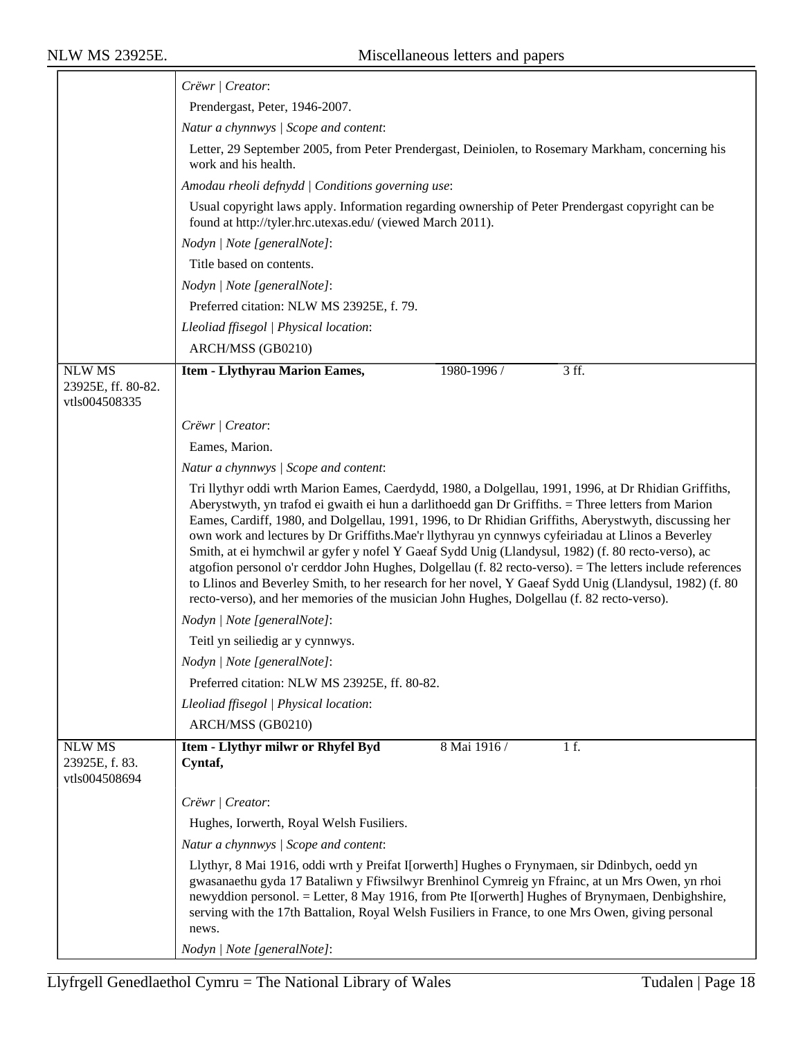*Crëwr | Creator*:

Prendergast, Peter, 1946-2007.

*Natur a chynnwys | Scope and content*:

Letter, 29 September 2005, from Peter Prendergast, Deiniolen, to Rosemary Markham, concerning his work and his health.

*Amodau rheoli defnydd | Conditions governing use*:

Usual copyright laws apply. Information regarding ownership of Peter Prendergast copyright can be found at http://tyler.hrc.utexas.edu/ (viewed March 2011).

*Nodyn | Note [generalNote]*:

Title based on contents.

*Nodyn | Note [generalNote]*:

Preferred citation: NLW MS 23925E, f. 79.

*Lleoliad ffisegol | Physical location*:

ARCH/MSS (GB0210)

---

NLW MS 23925E, ff. 80-82. vtls004508335

**Item - Llythyrau Marion Eames,** 1980-1996 / 3 ff.

*Crëwr | Creator*:

Eames, Marion.

*Natur a chynnwys | Scope and content*:

Tri llythyr oddi wrth Marion Eames, Caerdydd, 1980, a Dolgellau, 1991, 1996, at Dr Rhidian Griffiths, Aberystwyth, yn trafod ei gwaith ei hun a darlithoedd gan Dr Griffiths. = Three letters from Marion Eames, Cardiff, 1980, and Dolgellau, 1991, 1996, to Dr Rhidian Griffiths, Aberystwyth, discussing her own work and lectures by Dr Griffiths.Mae'r llythyrau yn cynnwys cyfeiriadau at Llinos a Beverley Smith, at ei hymchwil ar gyfer y nofel Y Gaeaf Sydd Unig (Llandysul, 1982) (f. 80 recto-verso), ac atgofion personol o'r cerddor John Hughes, Dolgellau (f. 82 recto-verso). = The letters include references to Llinos and Beverley Smith, to her research for her novel, Y Gaeaf Sydd Unig (Llandysul, 1982) (f. 80 recto-verso), and her memories of the musician John Hughes, Dolgellau (f. 82 recto-verso).

*Nodyn | Note [generalNote]*:

Teitl yn seiliedig ar y cynnwys.

*Nodyn | Note [generalNote]*:

Preferred citation: NLW MS 23925E, ff. 80-82.

*Lleoliad ffisegol | Physical location*:

ARCH/MSS (GB0210)

---

NLW MS 23925E, f. 83. vtls004508694

**Item - Llythyr milwr or Rhyfel Byd Cyntaf,** 8 Mai 1916 / 1 f.

*Crëwr | Creator*:

Hughes, Iorwerth, Royal Welsh Fusiliers.

*Natur a chynnwys | Scope and content*:

Llythyr, 8 Mai 1916, oddi wrth y Preifat I[orwerth] Hughes o Frynymaen, sir Ddinbych, oedd yn gwasanaethu gyda 17 Bataliwn y Ffiwsilwyr Brenhinol Cymreig yn Ffrainc, at un Mrs Owen, yn rhoi newyddion personol. = Letter, 8 May 1916, from Pte I[orwerth] Hughes of Brynymaen, Denbighshire, serving with the 17th Battalion, Royal Welsh Fusiliers in France, to one Mrs Owen, giving personal news.

*Nodyn | Note [generalNote]*: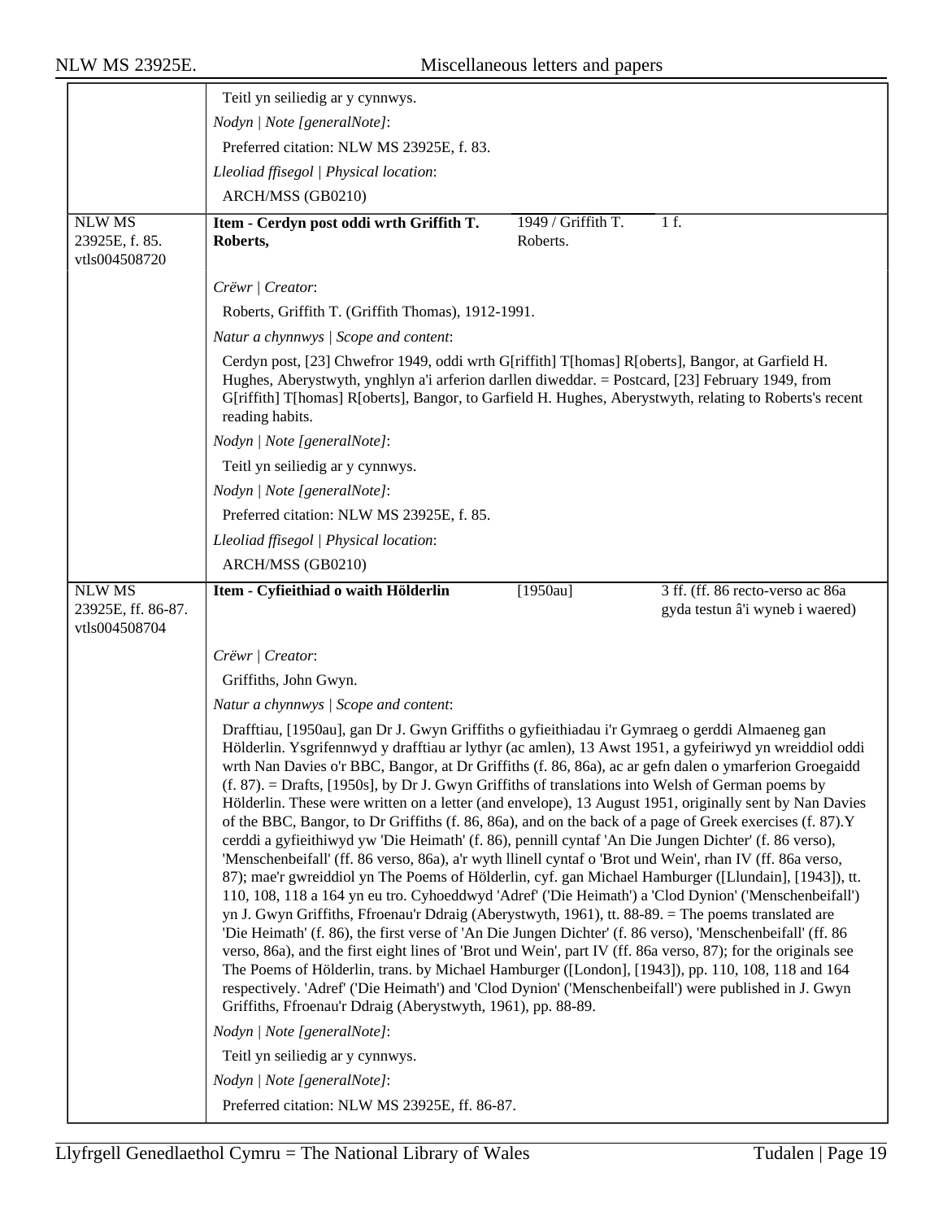Teitl yn seiliedig ar y cynnwys.

*Nodyn | Note [generalNote]*:

Preferred citation: NLW MS 23925E, f. 83.

*Lleoliad ffisegol | Physical location*:

ARCH/MSS (GB0210)

| NLW MS 23925E, f. 85. vtls004508720 | **Item - Cerdyn post oddi wrth Griffith T. Roberts,** | 1949 / Griffith T. Roberts. | 1 f. |
|---|---|---|---|

*Crëwr | Creator*:

Roberts, Griffith T. (Griffith Thomas), 1912-1991.

*Natur a chynnwys | Scope and content*:

Cerdyn post, [23] Chwefror 1949, oddi wrth G[riffith] T[homas] R[oberts], Bangor, at Garfield H. Hughes, Aberystwyth, ynghlyn a'i arferion darllen diweddar. = Postcard, [23] February 1949, from G[riffith] T[homas] R[oberts], Bangor, to Garfield H. Hughes, Aberystwyth, relating to Roberts's recent reading habits.

*Nodyn | Note [generalNote]*:

Teitl yn seiliedig ar y cynnwys.

*Nodyn | Note [generalNote]*:

Preferred citation: NLW MS 23925E, f. 85.

*Lleoliad ffisegol | Physical location*:

ARCH/MSS (GB0210)

| NLW MS 23925E, ff. 86-87. vtls004508704 | **Item - Cyfieithiad o waith Hölderlin** | [1950au] | 3 ff. (ff. 86 recto-verso ac 86a gyda testun â'i wyneb i waered) |
|---|---|---|---|

*Crëwr | Creator*:

Griffiths, John Gwyn.

*Natur a chynnwys | Scope and content*:

Drafftiau, [1950au], gan Dr J. Gwyn Griffiths o gyfieithiadau i'r Gymraeg o gerddi Almaeneg gan Hölderlin. Ysgrifennwyd y drafftiau ar lythyr (ac amlen), 13 Awst 1951, a gyfeiriwyd yn wreiddiol oddi wrth Nan Davies o'r BBC, Bangor, at Dr Griffiths (f. 86, 86a), ac ar gefn dalen o ymarferion Groegaidd (f. 87). = Drafts, [1950s], by Dr J. Gwyn Griffiths of translations into Welsh of German poems by Hölderlin. These were written on a letter (and envelope), 13 August 1951, originally sent by Nan Davies of the BBC, Bangor, to Dr Griffiths (f. 86, 86a), and on the back of a page of Greek exercises (f. 87).Y cerddi a gyfieithiwyd yw 'Die Heimath' (f. 86), pennill cyntaf 'An Die Jungen Dichter' (f. 86 verso), 'Menschenbeifall' (ff. 86 verso, 86a), a'r wyth llinell cyntaf o 'Brot und Wein', rhan IV (ff. 86a verso, 87); mae'r gwreiddiol yn The Poems of Hölderlin, cyf. gan Michael Hamburger ([Llundain], [1943]), tt. 110, 108, 118 a 164 yn eu tro. Cyhoeddwyd 'Adref' ('Die Heimath') a 'Clod Dynion' ('Menschenbeifall') yn J. Gwyn Griffiths, Ffroenau'r Ddraig (Aberystwyth, 1961), tt. 88-89. = The poems translated are 'Die Heimath' (f. 86), the first verse of 'An Die Jungen Dichter' (f. 86 verso), 'Menschenbeifall' (ff. 86 verso, 86a), and the first eight lines of 'Brot und Wein', part IV (ff. 86a verso, 87); for the originals see The Poems of Hölderlin, trans. by Michael Hamburger ([London], [1943]), pp. 110, 108, 118 and 164 respectively. 'Adref' ('Die Heimath') and 'Clod Dynion' ('Menschenbeifall') were published in J. Gwyn Griffiths, Ffroenau'r Ddraig (Aberystwyth, 1961), pp. 88-89.

*Nodyn | Note [generalNote]*:

Teitl yn seiliedig ar y cynnwys.

*Nodyn | Note [generalNote]*:

Preferred citation: NLW MS 23925E, ff. 86-87.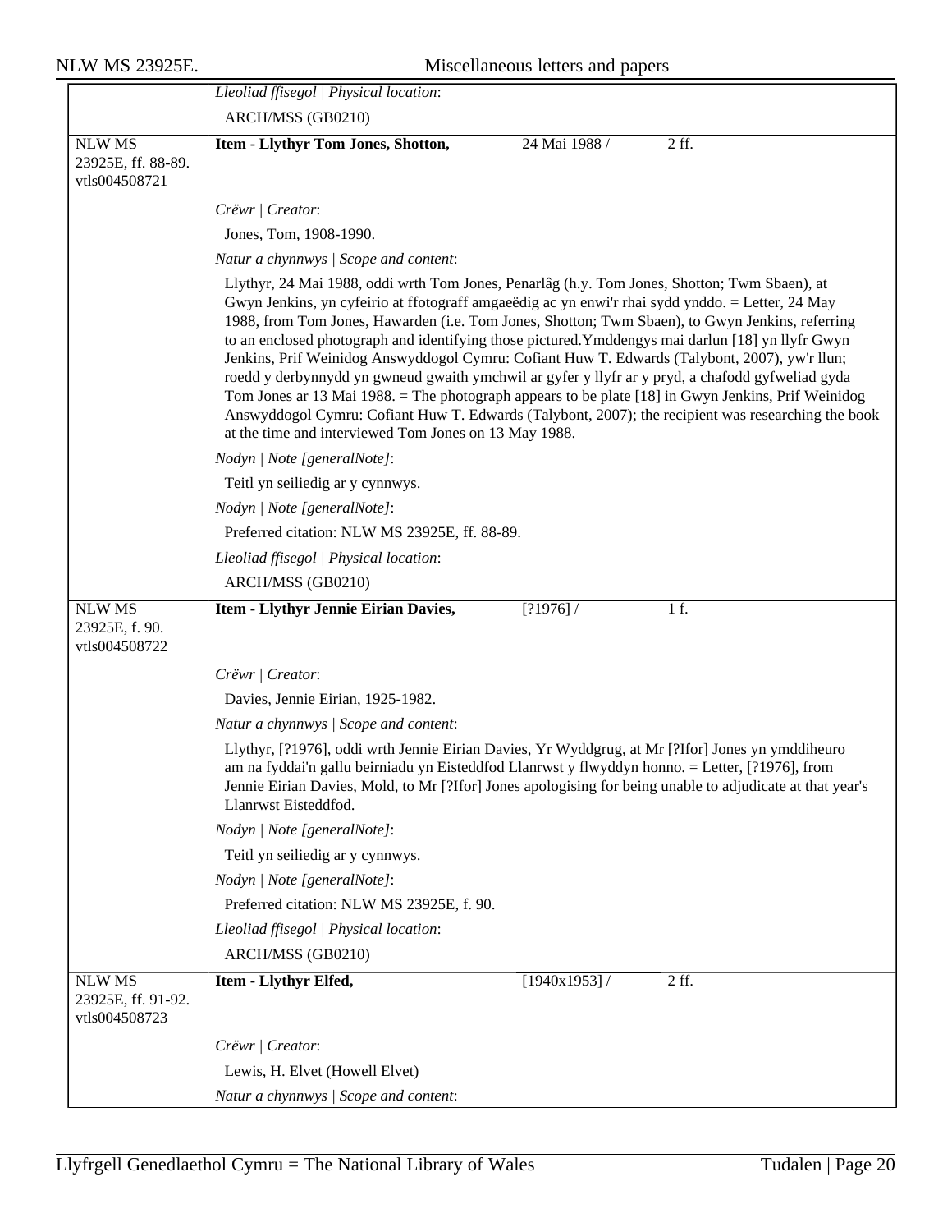| | |
|---|---|
| | *Lleoliad ffisegol \| Physical location*: |
| | ARCH/MSS (GB0210) |
| NLW MS 23925E, ff. 88-89. vtls004508721 | **Item - Llythyr Tom Jones, Shotton,** 24 Mai 1988 / 2 ff. |
| | *Crëwr \| Creator*: |
| | Jones, Tom, 1908-1990. |
| | *Natur a chynnwys \| Scope and content*: |
| | Llythyr, 24 Mai 1988, oddi wrth Tom Jones, Penarlâg (h.y. Tom Jones, Shotton; Twm Sbaen), at Gwyn Jenkins, yn cyfeirio at ffotograff amgaeëdig ac yn enwi'r rhai sydd ynddo. = Letter, 24 May 1988, from Tom Jones, Hawarden (i.e. Tom Jones, Shotton; Twm Sbaen), to Gwyn Jenkins, referring to an enclosed photograph and identifying those pictured.Ymddengys mai darlun [18] yn llyfr Gwyn Jenkins, Prif Weinidog Answyddogol Cymru: Cofiant Huw T. Edwards (Talybont, 2007), yw'r llun; roedd y derbynnydd yn gwneud gwaith ymchwil ar gyfer y llyfr ar y pryd, a chafodd gyfweliad gyda Tom Jones ar 13 Mai 1988. = The photograph appears to be plate [18] in Gwyn Jenkins, Prif Weinidog Answyddogol Cymru: Cofiant Huw T. Edwards (Talybont, 2007); the recipient was researching the book at the time and interviewed Tom Jones on 13 May 1988. |
| | *Nodyn \| Note [generalNote]*: |
| | Teitl yn seiliedig ar y cynnwys. |
| | *Nodyn \| Note [generalNote]*: |
| | Preferred citation: NLW MS 23925E, ff. 88-89. |
| | *Lleoliad ffisegol \| Physical location*: |
| | ARCH/MSS (GB0210) |
| NLW MS 23925E, f. 90. vtls004508722 | **Item - Llythyr Jennie Eirian Davies,** [?1976] / 1 f. |
| | *Crëwr \| Creator*: |
| | Davies, Jennie Eirian, 1925-1982. |
| | *Natur a chynnwys \| Scope and content*: |
| | Llythyr, [?1976], oddi wrth Jennie Eirian Davies, Yr Wyddgrug, at Mr [?Ifor] Jones yn ymddiheuro am na fyddai'n gallu beirniadu yn Eisteddfod Llanrwst y flwyddyn honno. = Letter, [?1976], from Jennie Eirian Davies, Mold, to Mr [?Ifor] Jones apologising for being unable to adjudicate at that year's Llanrwst Eisteddfod. |
| | *Nodyn \| Note [generalNote]*: |
| | Teitl yn seiliedig ar y cynnwys. |
| | *Nodyn \| Note [generalNote]*: |
| | Preferred citation: NLW MS 23925E, f. 90. |
| | *Lleoliad ffisegol \| Physical location*: |
| | ARCH/MSS (GB0210) |
| NLW MS 23925E, ff. 91-92. vtls004508723 | **Item - Llythyr Elfed,** [1940x1953] / 2 ff. |
| | *Crëwr \| Creator*: |
| | Lewis, H. Elvet (Howell Elvet) |
| | *Natur a chynnwys \| Scope and content*: |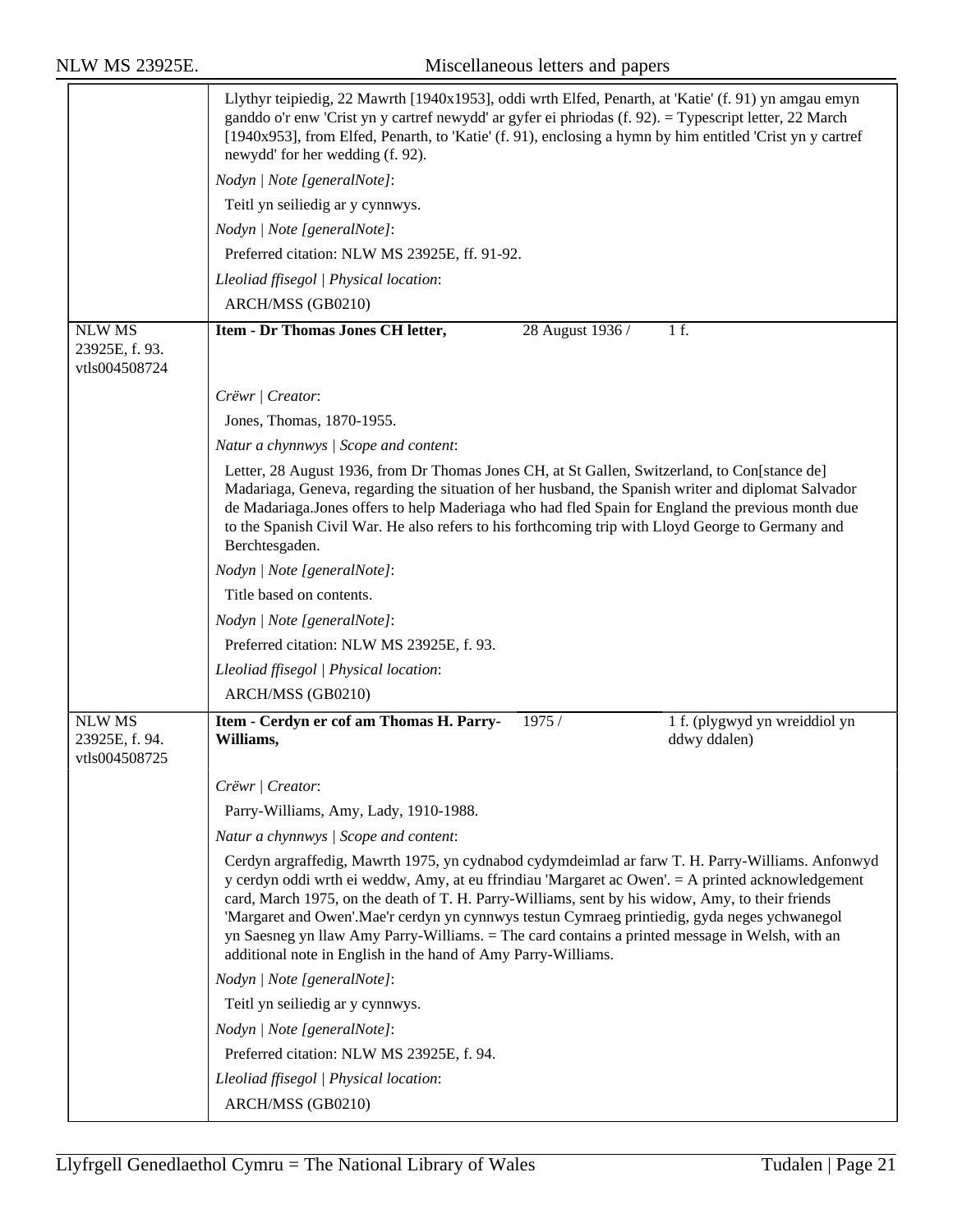Llythyr teipiedig, 22 Mawrth [1940x1953], oddi wrth Elfed, Penarth, at 'Katie' (f. 91) yn amgau emyn ganddo o'r enw 'Crist yn y cartref newydd' ar gyfer ei phriodas (f. 92). = Typescript letter, 22 March [1940x953], from Elfed, Penarth, to 'Katie' (f. 91), enclosing a hymn by him entitled 'Crist yn y cartref newydd' for her wedding (f. 92).

*Nodyn | Note [generalNote]*:

Teitl yn seiliedig ar y cynnwys.

*Nodyn | Note [generalNote]*:

Preferred citation: NLW MS 23925E, ff. 91-92.

*Lleoliad ffisegol | Physical location*:

ARCH/MSS (GB0210)

---

NLW MS 23925E, f. 93.
vtls004508724

**Item - Dr Thomas Jones CH letter,** 28 August 1936 / 1 f.

*Crëwr | Creator*:

Jones, Thomas, 1870-1955.

*Natur a chynnwys | Scope and content*:

Letter, 28 August 1936, from Dr Thomas Jones CH, at St Gallen, Switzerland, to Con[stance de] Madariaga, Geneva, regarding the situation of her husband, the Spanish writer and diplomat Salvador de Madariaga.Jones offers to help Maderiaga who had fled Spain for England the previous month due to the Spanish Civil War. He also refers to his forthcoming trip with Lloyd George to Germany and Berchtesgaden.

*Nodyn | Note [generalNote]*:

Title based on contents.

*Nodyn | Note [generalNote]*:

Preferred citation: NLW MS 23925E, f. 93.

*Lleoliad ffisegol | Physical location*:

ARCH/MSS (GB0210)

---

NLW MS 23925E, f. 94.
vtls004508725

**Item - Cerdyn er cof am Thomas H. Parry-Williams,** 1975 / 1 f. (plygwyd yn wreiddiol yn ddwy ddalen)

*Crëwr | Creator*:

Parry-Williams, Amy, Lady, 1910-1988.

*Natur a chynnwys | Scope and content*:

Cerdyn argraffedig, Mawrth 1975, yn cydnabod cydymdeimlad ar farw T. H. Parry-Williams. Anfonwyd y cerdyn oddi wrth ei weddw, Amy, at eu ffrindiau 'Margaret ac Owen'. = A printed acknowledgement card, March 1975, on the death of T. H. Parry-Williams, sent by his widow, Amy, to their friends 'Margaret and Owen'.Mae'r cerdyn yn cynnwys testun Cymraeg printiedig, gyda neges ychwanegol yn Saesneg yn llaw Amy Parry-Williams. = The card contains a printed message in Welsh, with an additional note in English in the hand of Amy Parry-Williams.

*Nodyn | Note [generalNote]*:

Teitl yn seiliedig ar y cynnwys.

*Nodyn | Note [generalNote]*:

Preferred citation: NLW MS 23925E, f. 94.

*Lleoliad ffisegol | Physical location*:

ARCH/MSS (GB0210)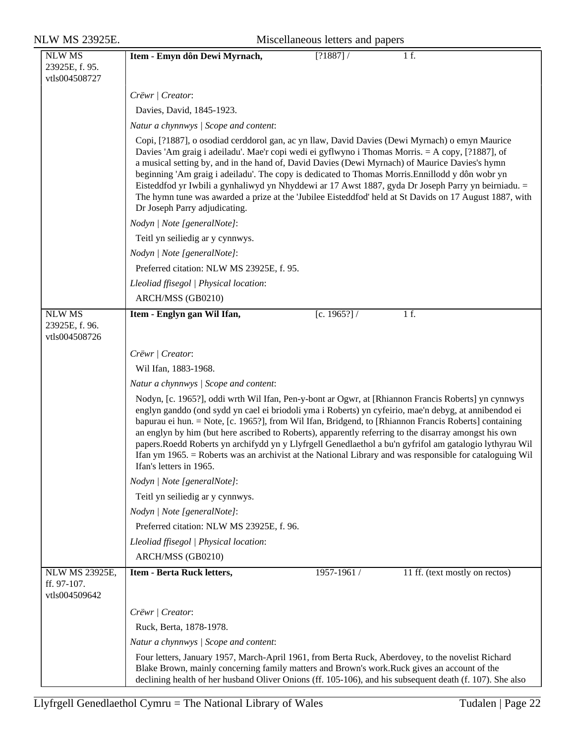| NLW MS 23925E, f. 95. vtls004508727 | **Item - Emyn dôn Dewi Myrnach,** | [?1887] / | 1 f. |
|---|---|---|---|

*Crëwr | Creator*:

Davies, David, 1845-1923.

*Natur a chynnwys | Scope and content*:

Copi, [?1887], o osodiad cerddorol gan, ac yn llaw, David Davies (Dewi Myrnach) o emyn Maurice Davies 'Am graig i adeiladu'. Mae'r copi wedi ei gyflwyno i Thomas Morris. = A copy, [?1887], of a musical setting by, and in the hand of, David Davies (Dewi Myrnach) of Maurice Davies's hymn beginning 'Am graig i adeiladu'. The copy is dedicated to Thomas Morris.Ennillodd y dôn wobr yn Eisteddfod yr Iwbili a gynhaliwyd yn Nhyddewi ar 17 Awst 1887, gyda Dr Joseph Parry yn beirniadu. = The hymn tune was awarded a prize at the 'Jubilee Eisteddfod' held at St Davids on 17 August 1887, with Dr Joseph Parry adjudicating.

*Nodyn | Note [generalNote]*:

Teitl yn seiliedig ar y cynnwys.

*Nodyn | Note [generalNote]*:

Preferred citation: NLW MS 23925E, f. 95.

*Lleoliad ffisegol | Physical location*:

ARCH/MSS (GB0210)

| NLW MS 23925E, f. 96. vtls004508726 | **Item - Englyn gan Wil Ifan,** | [c. 1965?] / | 1 f. |
|---|---|---|---|

*Crëwr | Creator*:

Wil Ifan, 1883-1968.

*Natur a chynnwys | Scope and content*:

Nodyn, [c. 1965?], oddi wrth Wil Ifan, Pen-y-bont ar Ogwr, at [Rhiannon Francis Roberts] yn cynnwys englyn ganddo (ond sydd yn cael ei briodoli yma i Roberts) yn cyfeirio, mae'n debyg, at annibendod ei bapurau ei hun. = Note, [c. 1965?], from Wil Ifan, Bridgend, to [Rhiannon Francis Roberts] containing an englyn by him (but here ascribed to Roberts), apparently referring to the disarray amongst his own papers.Roedd Roberts yn archifydd yn y Llyfrgell Genedlaethol a bu'n gyfrifol am gatalogio lythyrau Wil Ifan ym 1965. = Roberts was an archivist at the National Library and was responsible for cataloguing Wil Ifan's letters in 1965.

*Nodyn | Note [generalNote]*:

Teitl yn seiliedig ar y cynnwys.

*Nodyn | Note [generalNote]*:

Preferred citation: NLW MS 23925E, f. 96.

*Lleoliad ffisegol | Physical location*:

ARCH/MSS (GB0210)

| NLW MS 23925E, ff. 97-107. vtls004509642 | **Item - Berta Ruck letters,** | 1957-1961 / | 11 ff. (text mostly on rectos) |
|---|---|---|---|

*Crëwr | Creator*:

Ruck, Berta, 1878-1978.

*Natur a chynnwys | Scope and content*:

Four letters, January 1957, March-April 1961, from Berta Ruck, Aberdovey, to the novelist Richard Blake Brown, mainly concerning family matters and Brown's work.Ruck gives an account of the declining health of her husband Oliver Onions (ff. 105-106), and his subsequent death (f. 107). She also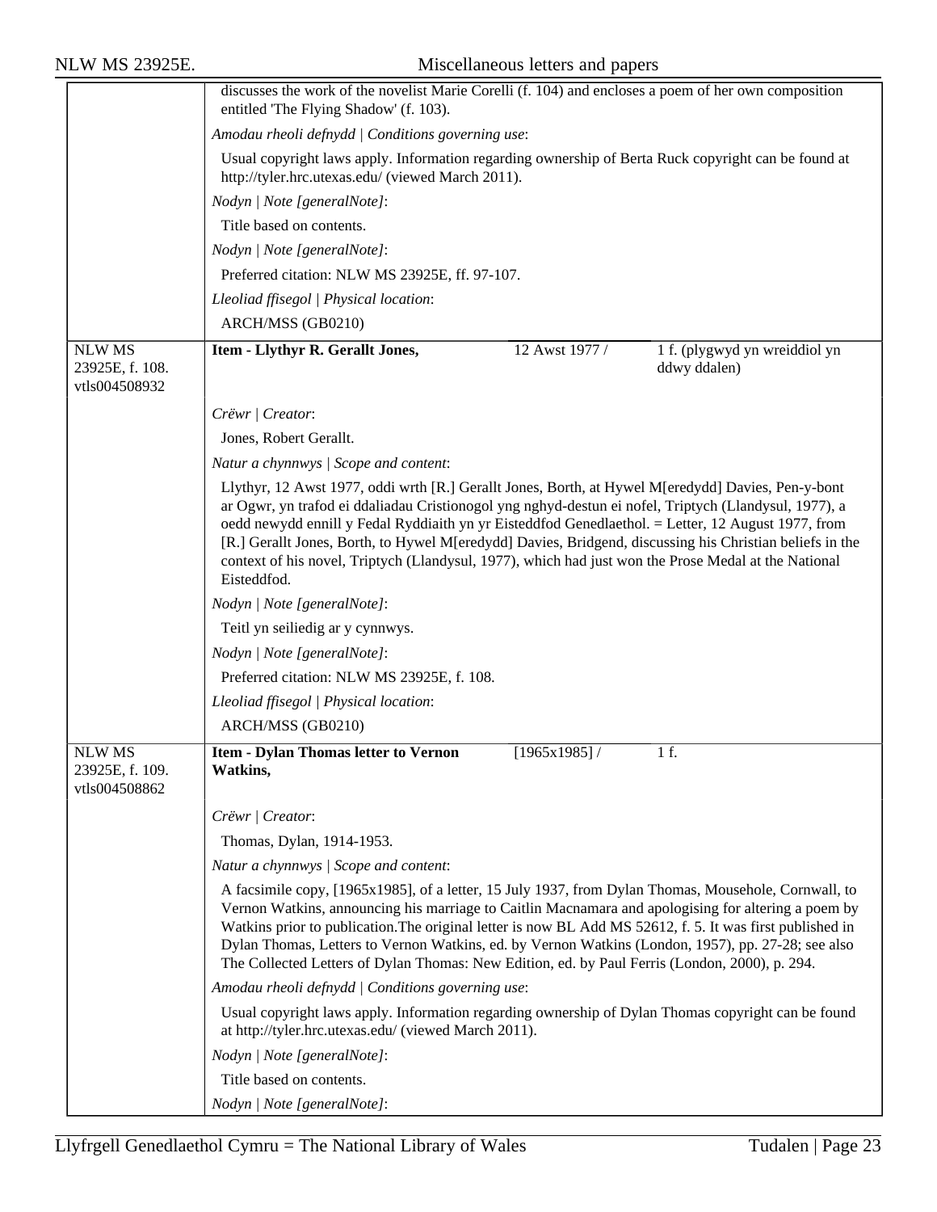discusses the work of the novelist Marie Corelli (f. 104) and encloses a poem of her own composition entitled 'The Flying Shadow' (f. 103).

*Amodau rheoli defnydd | Conditions governing use*:

Usual copyright laws apply. Information regarding ownership of Berta Ruck copyright can be found at http://tyler.hrc.utexas.edu/ (viewed March 2011).

*Nodyn | Note [generalNote]*:

Title based on contents.

*Nodyn | Note [generalNote]*:

Preferred citation: NLW MS 23925E, ff. 97-107.

*Lleoliad ffisegol | Physical location*:

ARCH/MSS (GB0210)

| NLW MS 23925E, f. 108. vtls004508932 | **Item - Llythyr R. Gerallt Jones,** | 12 Awst 1977 / | 1 f. (plygwyd yn wreiddiol yn ddwy ddalen) |
|---|---|---|---|

*Crëwr | Creator*:

Jones, Robert Gerallt.

*Natur a chynnwys | Scope and content*:

Llythyr, 12 Awst 1977, oddi wrth [R.] Gerallt Jones, Borth, at Hywel M[eredydd] Davies, Pen-y-bont ar Ogwr, yn trafod ei ddaliadau Cristionogol yng nghyd-destun ei nofel, Triptych (Llandysul, 1977), a oedd newydd ennill y Fedal Ryddiaith yn yr Eisteddfod Genedlaethol. = Letter, 12 August 1977, from [R.] Gerallt Jones, Borth, to Hywel M[eredydd] Davies, Bridgend, discussing his Christian beliefs in the context of his novel, Triptych (Llandysul, 1977), which had just won the Prose Medal at the National Eisteddfod.

*Nodyn | Note [generalNote]*:

Teitl yn seiliedig ar y cynnwys.

*Nodyn | Note [generalNote]*:

Preferred citation: NLW MS 23925E, f. 108.

*Lleoliad ffisegol | Physical location*:

ARCH/MSS (GB0210)

| NLW MS 23925E, f. 109. vtls004508862 | **Item - Dylan Thomas letter to Vernon Watkins,** | [1965x1985] / | 1 f. |
|---|---|---|---|

*Crëwr | Creator*:

Thomas, Dylan, 1914-1953.

*Natur a chynnwys | Scope and content*:

A facsimile copy, [1965x1985], of a letter, 15 July 1937, from Dylan Thomas, Mousehole, Cornwall, to Vernon Watkins, announcing his marriage to Caitlin Macnamara and apologising for altering a poem by Watkins prior to publication.The original letter is now BL Add MS 52612, f. 5. It was first published in Dylan Thomas, Letters to Vernon Watkins, ed. by Vernon Watkins (London, 1957), pp. 27-28; see also The Collected Letters of Dylan Thomas: New Edition, ed. by Paul Ferris (London, 2000), p. 294.

*Amodau rheoli defnydd | Conditions governing use*:

Usual copyright laws apply. Information regarding ownership of Dylan Thomas copyright can be found at http://tyler.hrc.utexas.edu/ (viewed March 2011).

*Nodyn | Note [generalNote]*:

Title based on contents.

*Nodyn | Note [generalNote]*: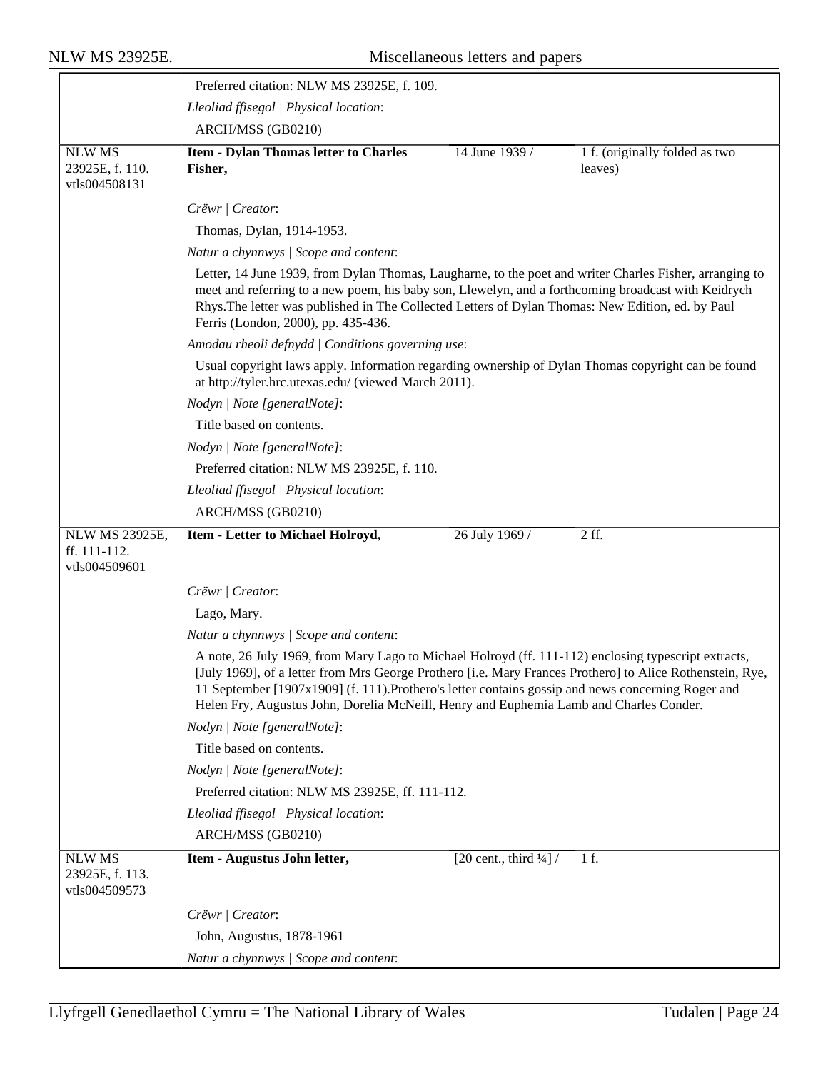Preferred citation: NLW MS 23925E, f. 109.

*Lleoliad ffisegol | Physical location*:

ARCH/MSS (GB0210)

| | | | |
|---|---|---|---|
| NLW MS 23925E, f. 110. vtls004508131 | **Item - Dylan Thomas letter to Charles Fisher,** | 14 June 1939 / | 1 f. (originally folded as two leaves) |

*Crëwr | Creator*:

Thomas, Dylan, 1914-1953.

*Natur a chynnwys | Scope and content*:

Letter, 14 June 1939, from Dylan Thomas, Laugharne, to the poet and writer Charles Fisher, arranging to meet and referring to a new poem, his baby son, Llewelyn, and a forthcoming broadcast with Keidrych Rhys.The letter was published in The Collected Letters of Dylan Thomas: New Edition, ed. by Paul Ferris (London, 2000), pp. 435-436.

*Amodau rheoli defnydd | Conditions governing use*:

Usual copyright laws apply. Information regarding ownership of Dylan Thomas copyright can be found at http://tyler.hrc.utexas.edu/ (viewed March 2011).

*Nodyn | Note [generalNote]*:

Title based on contents.

*Nodyn | Note [generalNote]*:

Preferred citation: NLW MS 23925E, f. 110.

*Lleoliad ffisegol | Physical location*:

ARCH/MSS (GB0210)

| | | | |
|---|---|---|---|
| NLW MS 23925E, ff. 111-112. vtls004509601 | **Item - Letter to Michael Holroyd,** | 26 July 1969 / | 2 ff. |

*Crëwr | Creator*:

Lago, Mary.

*Natur a chynnwys | Scope and content*:

A note, 26 July 1969, from Mary Lago to Michael Holroyd (ff. 111-112) enclosing typescript extracts, [July 1969], of a letter from Mrs George Prothero [i.e. Mary Frances Prothero] to Alice Rothenstein, Rye, 11 September [1907x1909] (f. 111).Prothero's letter contains gossip and news concerning Roger and Helen Fry, Augustus John, Dorelia McNeill, Henry and Euphemia Lamb and Charles Conder.

*Nodyn | Note [generalNote]*:

Title based on contents.

*Nodyn | Note [generalNote]*:

Preferred citation: NLW MS 23925E, ff. 111-112.

*Lleoliad ffisegol | Physical location*:

ARCH/MSS (GB0210)

| | | | |
|---|---|---|---|
| NLW MS 23925E, f. 113. vtls004509573 | **Item - Augustus John letter,** | [20 cent., third ¼] / | 1 f. |

*Crëwr | Creator*:

John, Augustus, 1878-1961

*Natur a chynnwys | Scope and content*: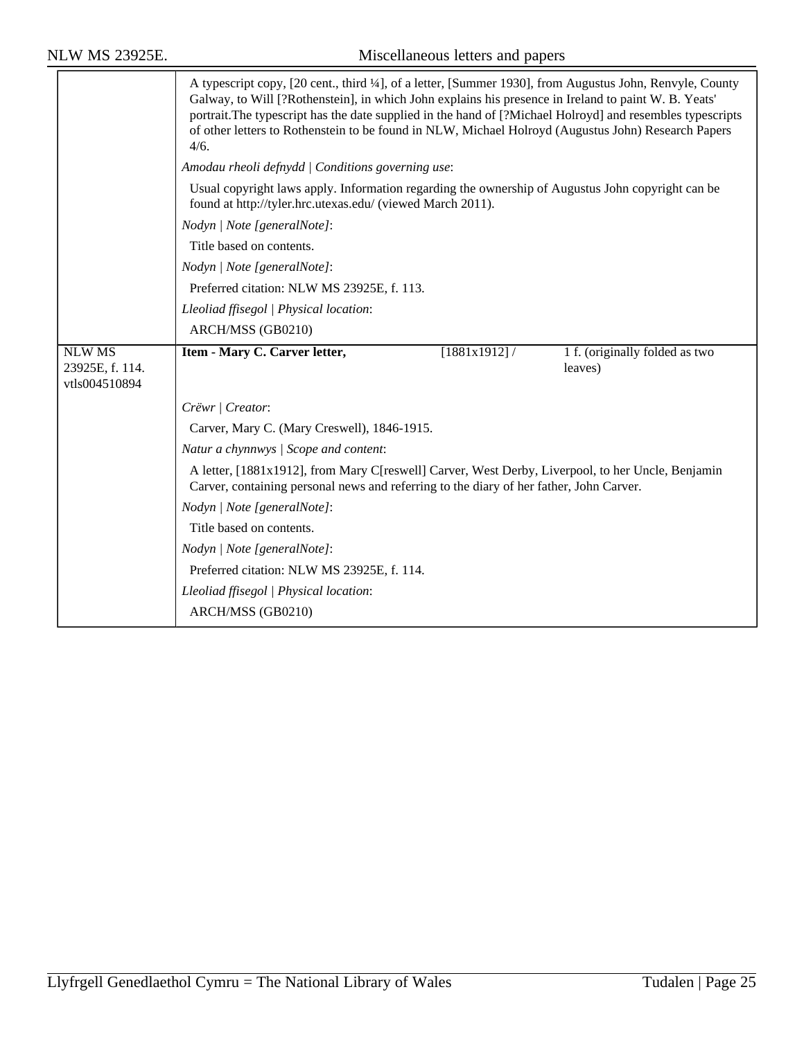A typescript copy, [20 cent., third ¼], of a letter, [Summer 1930], from Augustus John, Renvyle, County Galway, to Will [?Rothenstein], in which John explains his presence in Ireland to paint W. B. Yeats' portrait.The typescript has the date supplied in the hand of [?Michael Holroyd] and resembles typescripts of other letters to Rothenstein to be found in NLW, Michael Holroyd (Augustus John) Research Papers 4/6.

*Amodau rheoli defnydd | Conditions governing use*:

Usual copyright laws apply. Information regarding the ownership of Augustus John copyright can be found at http://tyler.hrc.utexas.edu/ (viewed March 2011).

*Nodyn | Note [generalNote]*:

Title based on contents.

*Nodyn | Note [generalNote]*:

Preferred citation: NLW MS 23925E, f. 113.

*Lleoliad ffisegol | Physical location*:

ARCH/MSS (GB0210)

---

NLW MS 23925E, f. 114. vtls004510894

**Item - Mary C. Carver letter,** [1881x1912] / 1 f. (originally folded as two leaves)

*Crëwr | Creator*:

Carver, Mary C. (Mary Creswell), 1846-1915.

*Natur a chynnwys | Scope and content*:

A letter, [1881x1912], from Mary C[reswell] Carver, West Derby, Liverpool, to her Uncle, Benjamin Carver, containing personal news and referring to the diary of her father, John Carver.

*Nodyn | Note [generalNote]*:

Title based on contents.

*Nodyn | Note [generalNote]*:

Preferred citation: NLW MS 23925E, f. 114.

*Lleoliad ffisegol | Physical location*:

ARCH/MSS (GB0210)